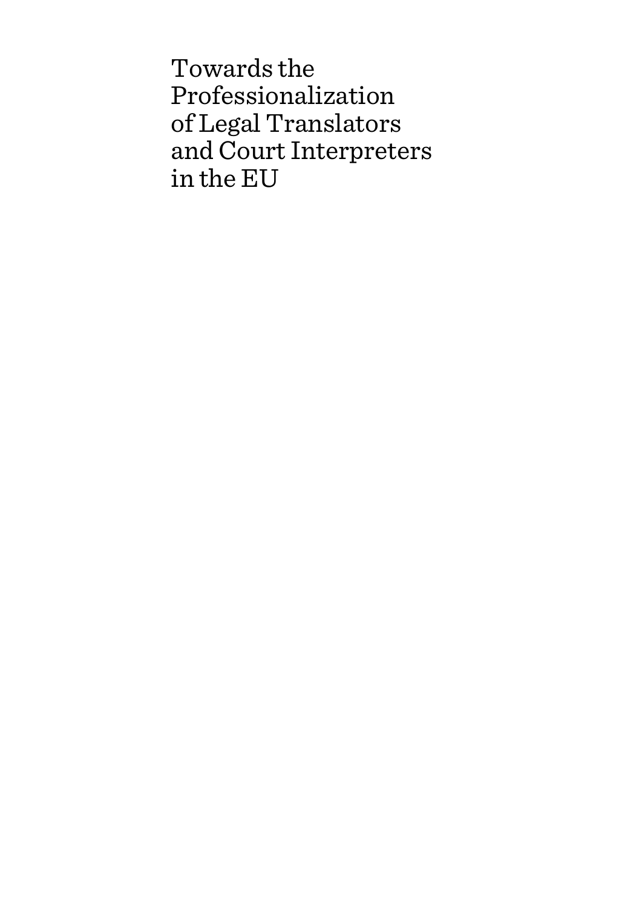# Towards the Professionalization of Legal Translators and Court Interpreters in the EU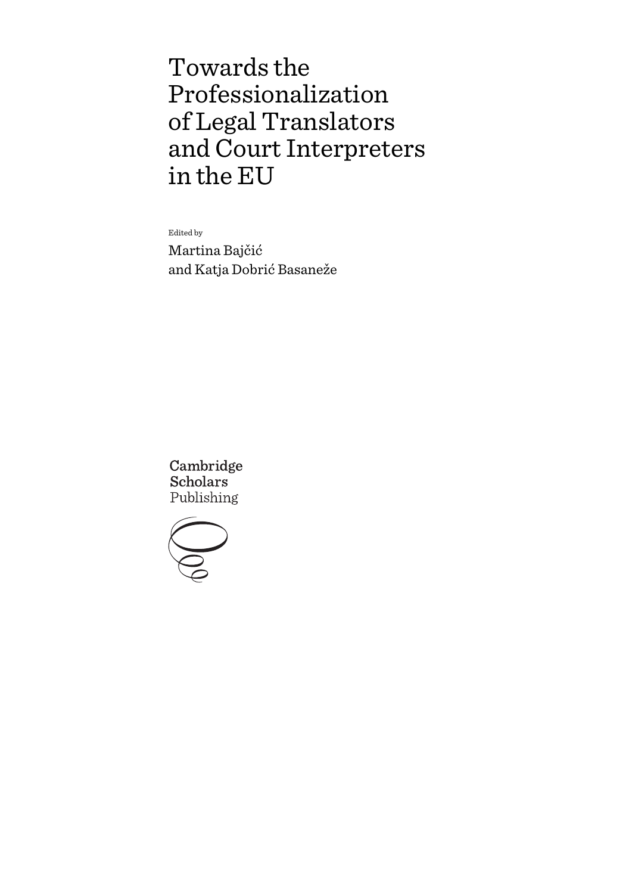# Towards the Professionalization of Legal Translators and Court Interpreters in the EU

Edited by

Martina Bajčić and Katja Dobrić Basaneže

Cambridge Scholars Publishing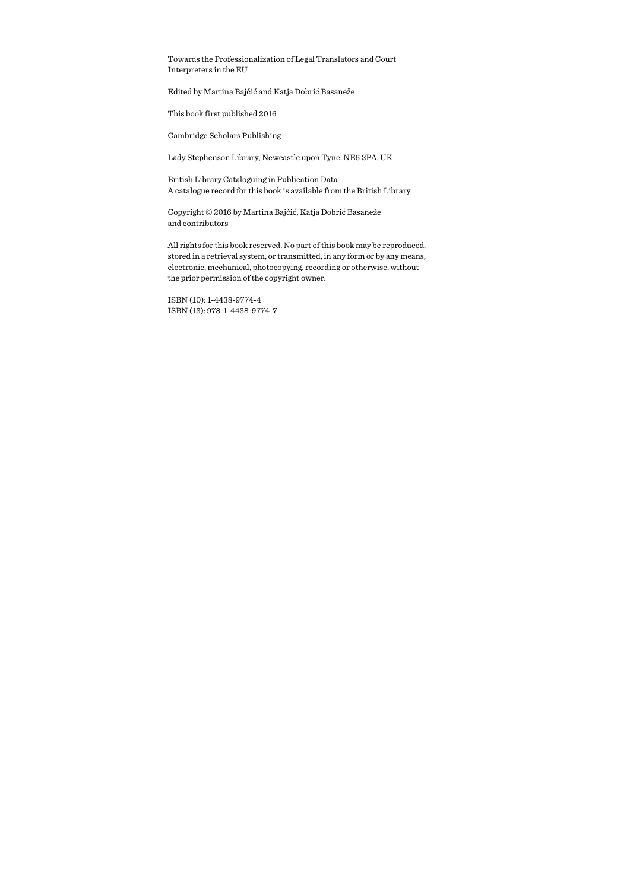Towards the Professionalization of Legal Translators and Court Interpreters in the EU

Edited by Martina Bajčić and Katja Dobrić Basaneže

This book first published 2016

Cambridge Scholars Publishing

Lady Stephenson Library, Newcastle upon Tyne, NE6 2PA, UK

British Library Cataloguing in Publication Data
A catalogue record for this book is available from the British Library

Copyright © 2016 by Martina Bajčić, Katja Dobrić Basaneže and contributors

All rights for this book reserved. No part of this book may be reproduced, stored in a retrieval system, or transmitted, in any form or by any means, electronic, mechanical, photocopying, recording or otherwise, without the prior permission of the copyright owner.

ISBN (10): 1-4438-9774-4
ISBN (13): 978-1-4438-9774-7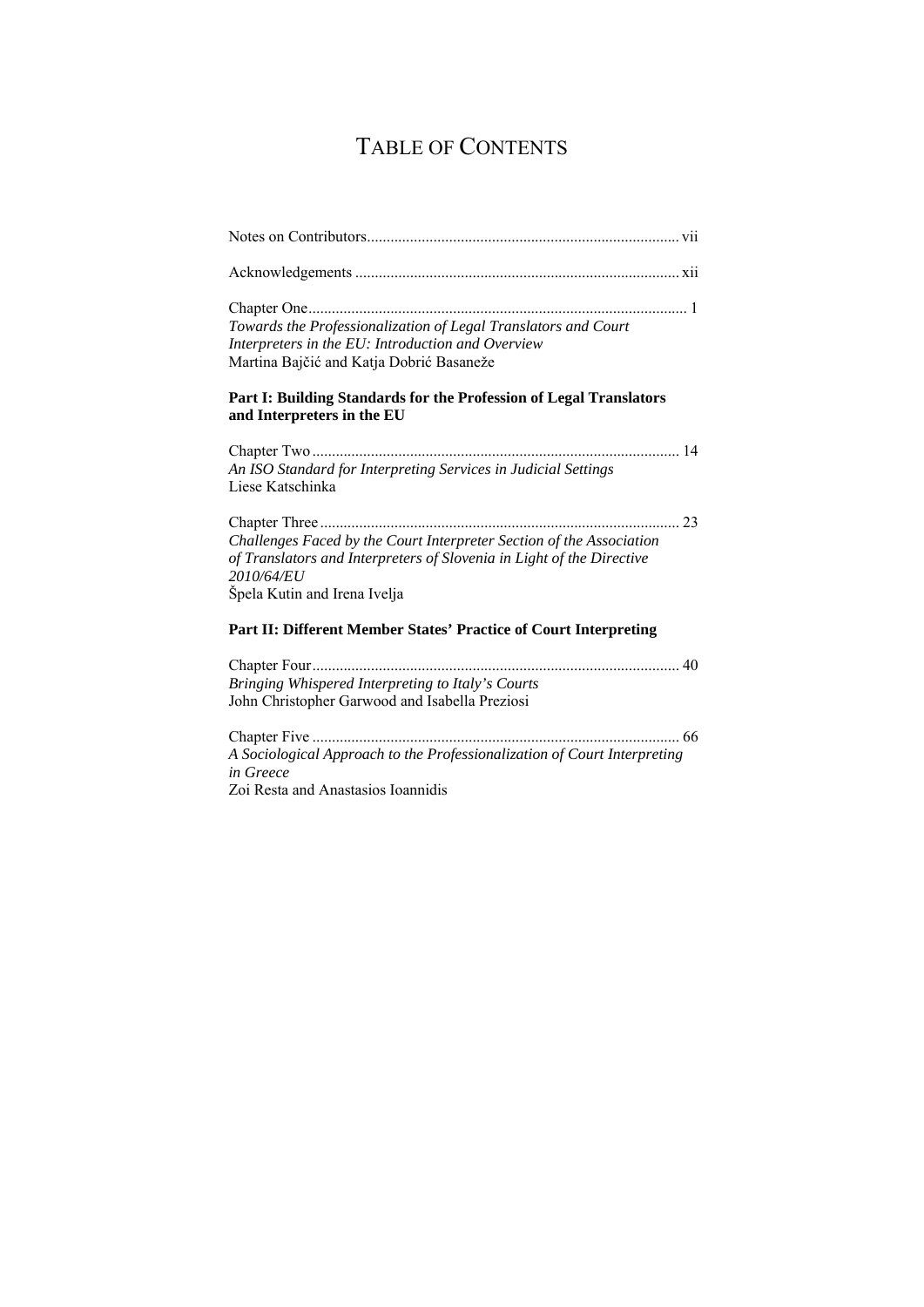# TABLE OF CONTENTS

Notes on Contributors ........................................................................... vii

Acknowledgements ................................................................................ xii

Chapter One ............................................................................................ 1
*Towards the Professionalization of Legal Translators and Court Interpreters in the EU: Introduction and Overview*
Martina Bajčić and Katja Dobrić Basaneže

**Part I: Building Standards for the Profession of Legal Translators and Interpreters in the EU**

Chapter Two .......................................................................................... 14
*An ISO Standard for Interpreting Services in Judicial Settings*
Liese Katschinka

Chapter Three ........................................................................................ 23
*Challenges Faced by the Court Interpreter Section of the Association of Translators and Interpreters of Slovenia in Light of the Directive 2010/64/EU*
Špela Kutin and Irena Ivelja

**Part II: Different Member States' Practice of Court Interpreting**

Chapter Four .......................................................................................... 40
*Bringing Whispered Interpreting to Italy's Courts*
John Christopher Garwood and Isabella Preziosi

Chapter Five .......................................................................................... 66
*A Sociological Approach to the Professionalization of Court Interpreting in Greece*
Zoi Resta and Anastasios Ioannidis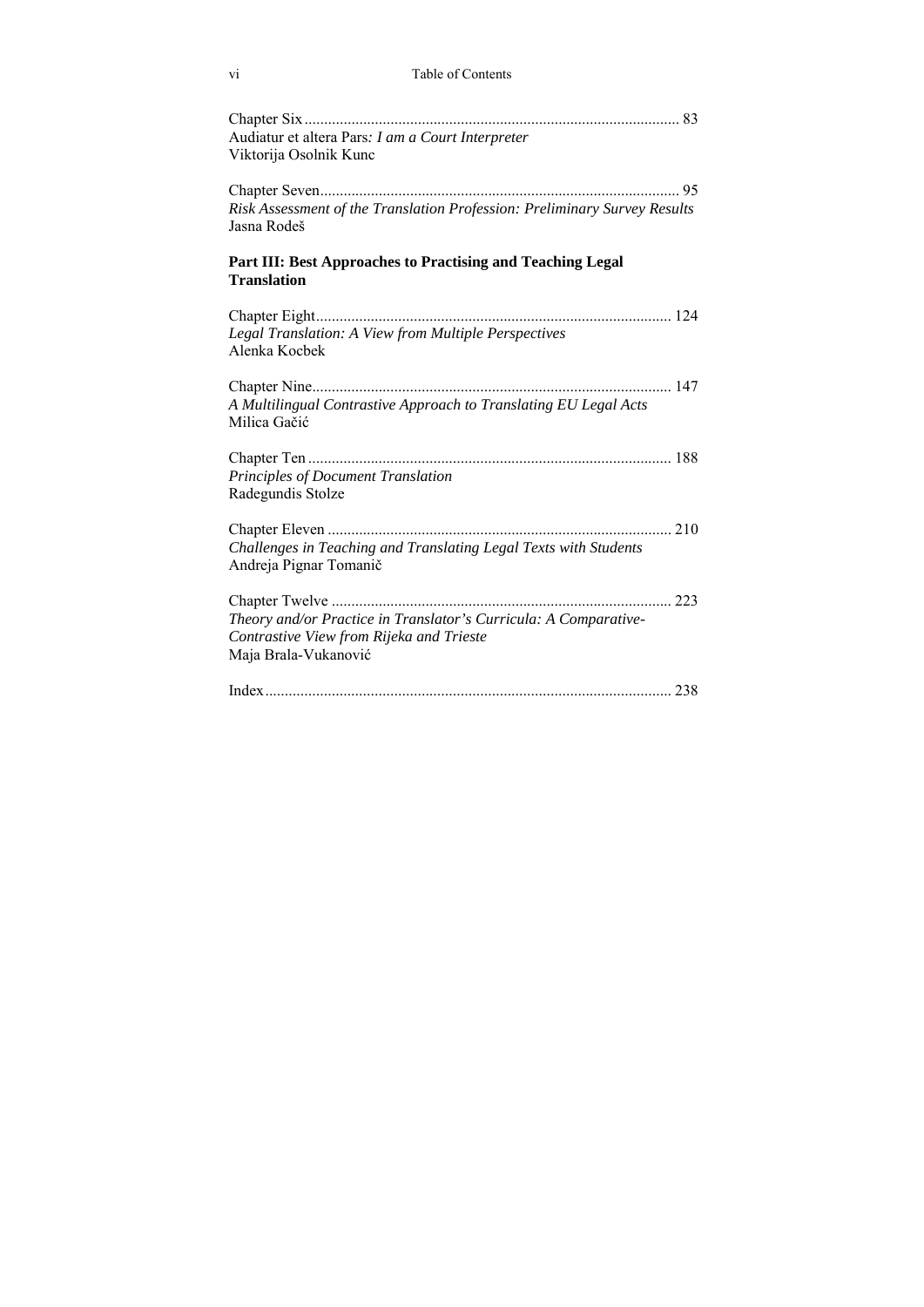Chapter Six ............................................................................................... 83
Audiatur et altera Pars*: I am a Court Interpreter*
Viktorija Osolnik Kunc

Chapter Seven........................................................................................... 95
*Risk Assessment of the Translation Profession: Preliminary Survey Results*
Jasna Rodeš

**Part III: Best Approaches to Practising and Teaching Legal Translation**

Chapter Eight.......................................................................................... 124
*Legal Translation: A View from Multiple Perspectives*
Alenka Kocbek

Chapter Nine........................................................................................... 147
*A Multilingual Contrastive Approach to Translating EU Legal Acts*
Milica Gačić

Chapter Ten ............................................................................................ 188
*Principles of Document Translation*
Radegundis Stolze

Chapter Eleven ....................................................................................... 210
*Challenges in Teaching and Translating Legal Texts with Students*
Andreja Pignar Tomanič

Chapter Twelve ...................................................................................... 223
*Theory and/or Practice in Translator's Curricula: A Comparative-Contrastive View from Rijeka and Trieste*
Maja Brala-Vukanović

Index....................................................................................................... 238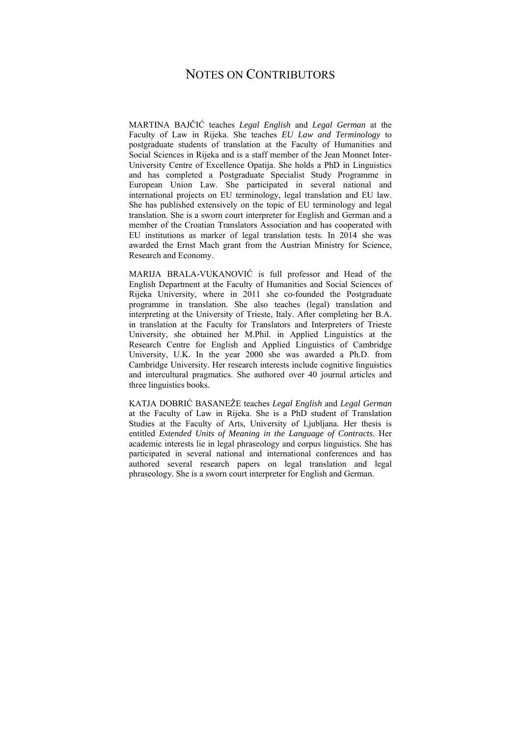# NOTES ON CONTRIBUTORS

MARTINA BAJČIĆ teaches *Legal English* and *Legal German* at the Faculty of Law in Rijeka. She teaches *EU Law and Terminology* to postgraduate students of translation at the Faculty of Humanities and Social Sciences in Rijeka and is a staff member of the Jean Monnet Inter-University Centre of Excellence Opatija. She holds a PhD in Linguistics and has completed a Postgraduate Specialist Study Programme in European Union Law. She participated in several national and international projects on EU terminology, legal translation and EU law. She has published extensively on the topic of EU terminology and legal translation. She is a sworn court interpreter for English and German and a member of the Croatian Translators Association and has cooperated with EU institutions as marker of legal translation tests. In 2014 she was awarded the Ernst Mach grant from the Austrian Ministry for Science, Research and Economy.

MARIJA BRALA-VUKANOVIĆ is full professor and Head of the English Department at the Faculty of Humanities and Social Sciences of Rijeka University, where in 2011 she co-founded the Postgraduate programme in translation. She also teaches (legal) translation and interpreting at the University of Trieste, Italy. After completing her B.A. in translation at the Faculty for Translators and Interpreters of Trieste University, she obtained her M.Phil. in Applied Linguistics at the Research Centre for English and Applied Linguistics of Cambridge University, U.K. In the year 2000 she was awarded a Ph.D. from Cambridge University. Her research interests include cognitive linguistics and intercultural pragmatics. She authored over 40 journal articles and three linguistics books.

KATJA DOBRIĆ BASANEŽE teaches *Legal English* and *Legal German* at the Faculty of Law in Rijeka. She is a PhD student of Translation Studies at the Faculty of Arts, University of Ljubljana. Her thesis is entitled *Extended Units of Meaning in the Language of Contracts*. Her academic interests lie in legal phraseology and corpus linguistics. She has participated in several national and international conferences and has authored several research papers on legal translation and legal phraseology. She is a sworn court interpreter for English and German.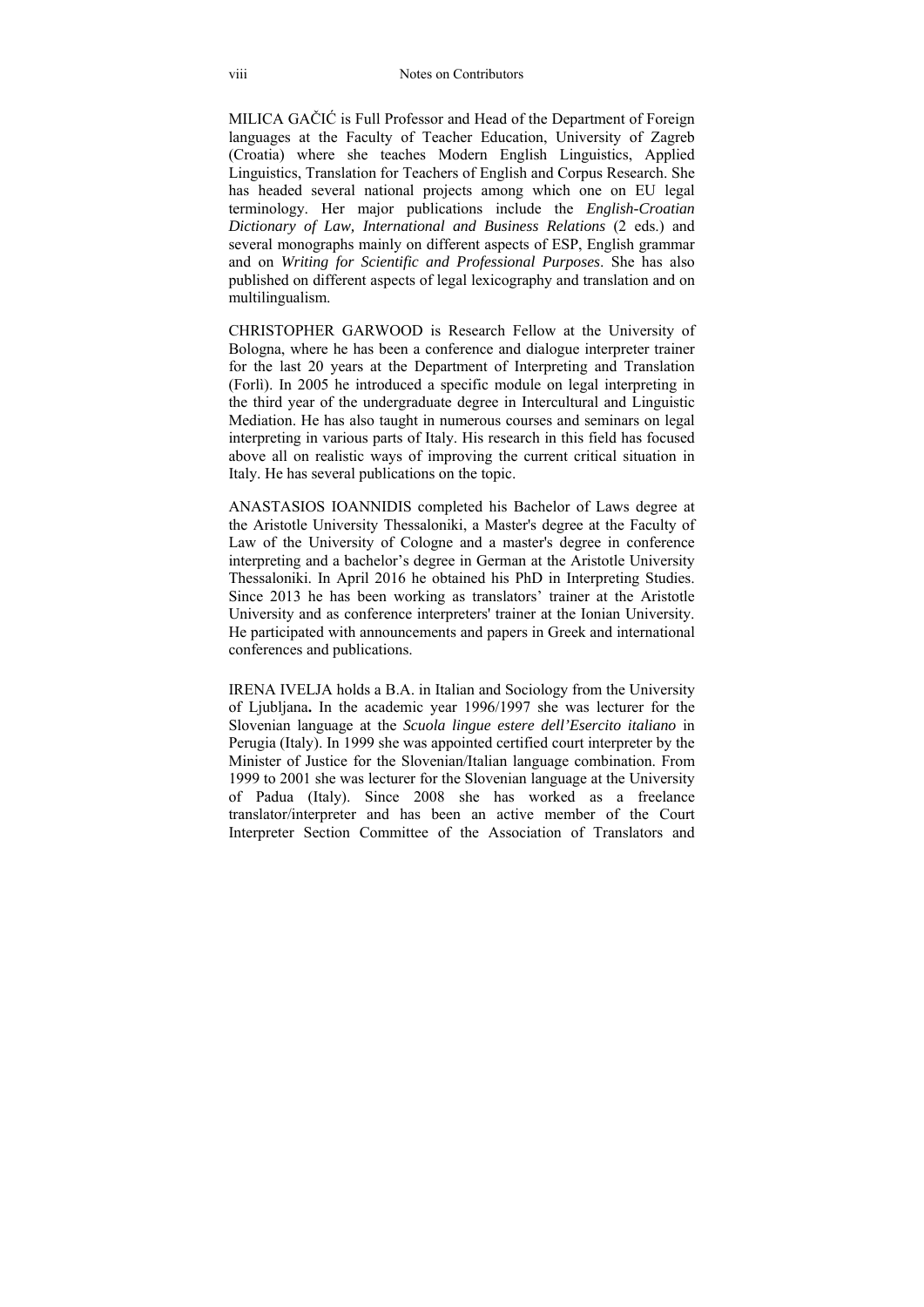MILICA GAČIĆ is Full Professor and Head of the Department of Foreign languages at the Faculty of Teacher Education, University of Zagreb (Croatia) where she teaches Modern English Linguistics, Applied Linguistics, Translation for Teachers of English and Corpus Research. She has headed several national projects among which one on EU legal terminology. Her major publications include the *English-Croatian Dictionary of Law, International and Business Relations* (2 eds.) and several monographs mainly on different aspects of ESP, English grammar and on *Writing for Scientific and Professional Purposes*. She has also published on different aspects of legal lexicography and translation and on multilingualism.

CHRISTOPHER GARWOOD is Research Fellow at the University of Bologna, where he has been a conference and dialogue interpreter trainer for the last 20 years at the Department of Interpreting and Translation (Forlì). In 2005 he introduced a specific module on legal interpreting in the third year of the undergraduate degree in Intercultural and Linguistic Mediation. He has also taught in numerous courses and seminars on legal interpreting in various parts of Italy. His research in this field has focused above all on realistic ways of improving the current critical situation in Italy. He has several publications on the topic.

ANASTASIOS IOANNIDIS completed his Bachelor of Laws degree at the Aristotle University Thessaloniki, a Master's degree at the Faculty of Law of the University of Cologne and a master's degree in conference interpreting and a bachelor's degree in German at the Aristotle University Thessaloniki. In April 2016 he obtained his PhD in Interpreting Studies. Since 2013 he has been working as translators' trainer at the Aristotle University and as conference interpreters' trainer at the Ionian University. He participated with announcements and papers in Greek and international conferences and publications.

IRENA IVELJA holds a B.A. in Italian and Sociology from the University of Ljubljana**.** In the academic year 1996/1997 she was lecturer for the Slovenian language at the *Scuola lingue estere dell'Esercito italiano* in Perugia (Italy). In 1999 she was appointed certified court interpreter by the Minister of Justice for the Slovenian/Italian language combination. From 1999 to 2001 she was lecturer for the Slovenian language at the University of Padua (Italy). Since 2008 she has worked as a freelance translator/interpreter and has been an active member of the Court Interpreter Section Committee of the Association of Translators and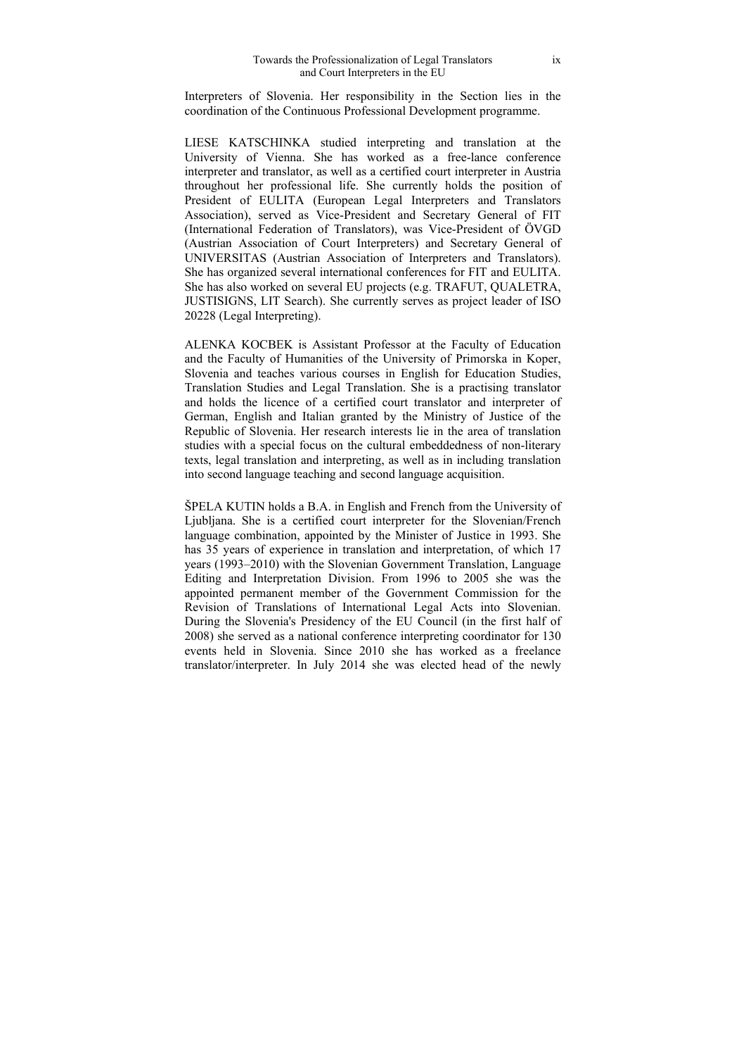Interpreters of Slovenia. Her responsibility in the Section lies in the coordination of the Continuous Professional Development programme.

LIESE KATSCHINKA studied interpreting and translation at the University of Vienna. She has worked as a free-lance conference interpreter and translator, as well as a certified court interpreter in Austria throughout her professional life. She currently holds the position of President of EULITA (European Legal Interpreters and Translators Association), served as Vice-President and Secretary General of FIT (International Federation of Translators), was Vice-President of ÖVGD (Austrian Association of Court Interpreters) and Secretary General of UNIVERSITAS (Austrian Association of Interpreters and Translators). She has organized several international conferences for FIT and EULITA. She has also worked on several EU projects (e.g. TRAFUT, QUALETRA, JUSTISIGNS, LIT Search). She currently serves as project leader of ISO 20228 (Legal Interpreting).

ALENKA KOCBEK is Assistant Professor at the Faculty of Education and the Faculty of Humanities of the University of Primorska in Koper, Slovenia and teaches various courses in English for Education Studies, Translation Studies and Legal Translation. She is a practising translator and holds the licence of a certified court translator and interpreter of German, English and Italian granted by the Ministry of Justice of the Republic of Slovenia. Her research interests lie in the area of translation studies with a special focus on the cultural embeddedness of non-literary texts, legal translation and interpreting, as well as in including translation into second language teaching and second language acquisition.

ŠPELA KUTIN holds a B.A. in English and French from the University of Ljubljana. She is a certified court interpreter for the Slovenian/French language combination, appointed by the Minister of Justice in 1993. She has 35 years of experience in translation and interpretation, of which 17 years (1993–2010) with the Slovenian Government Translation, Language Editing and Interpretation Division. From 1996 to 2005 she was the appointed permanent member of the Government Commission for the Revision of Translations of International Legal Acts into Slovenian. During the Slovenia's Presidency of the EU Council (in the first half of 2008) she served as a national conference interpreting coordinator for 130 events held in Slovenia. Since 2010 she has worked as a freelance translator/interpreter. In July 2014 she was elected head of the newly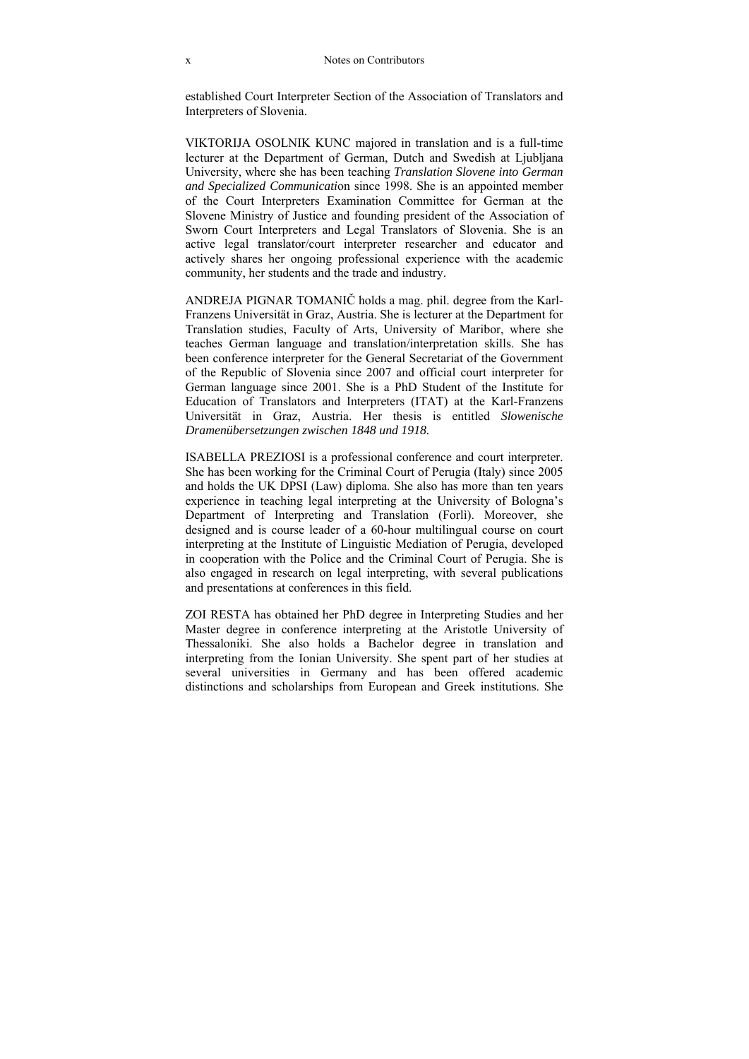established Court Interpreter Section of the Association of Translators and Interpreters of Slovenia.

VIKTORIJA OSOLNIK KUNC majored in translation and is a full-time lecturer at the Department of German, Dutch and Swedish at Ljubljana University, where she has been teaching *Translation Slovene into German and Specialized Communicati*on since 1998. She is an appointed member of the Court Interpreters Examination Committee for German at the Slovene Ministry of Justice and founding president of the Association of Sworn Court Interpreters and Legal Translators of Slovenia. She is an active legal translator/court interpreter researcher and educator and actively shares her ongoing professional experience with the academic community, her students and the trade and industry.

ANDREJA PIGNAR TOMANIČ holds a mag. phil. degree from the Karl-Franzens Universität in Graz, Austria. She is lecturer at the Department for Translation studies, Faculty of Arts, University of Maribor, where she teaches German language and translation/interpretation skills. She has been conference interpreter for the General Secretariat of the Government of the Republic of Slovenia since 2007 and official court interpreter for German language since 2001. She is a PhD Student of the Institute for Education of Translators and Interpreters (ITAT) at the Karl-Franzens Universität in Graz, Austria. Her thesis is entitled *Slowenische Dramenübersetzungen zwischen 1848 und 1918.*

ISABELLA PREZIOSI is a professional conference and court interpreter. She has been working for the Criminal Court of Perugia (Italy) since 2005 and holds the UK DPSI (Law) diploma. She also has more than ten years experience in teaching legal interpreting at the University of Bologna's Department of Interpreting and Translation (Forlì). Moreover, she designed and is course leader of a 60-hour multilingual course on court interpreting at the Institute of Linguistic Mediation of Perugia, developed in cooperation with the Police and the Criminal Court of Perugia. She is also engaged in research on legal interpreting, with several publications and presentations at conferences in this field.

ZOI RESTA has obtained her PhD degree in Interpreting Studies and her Master degree in conference interpreting at the Aristotle University of Thessaloniki. She also holds a Bachelor degree in translation and interpreting from the Ionian University. She spent part of her studies at several universities in Germany and has been offered academic distinctions and scholarships from European and Greek institutions. She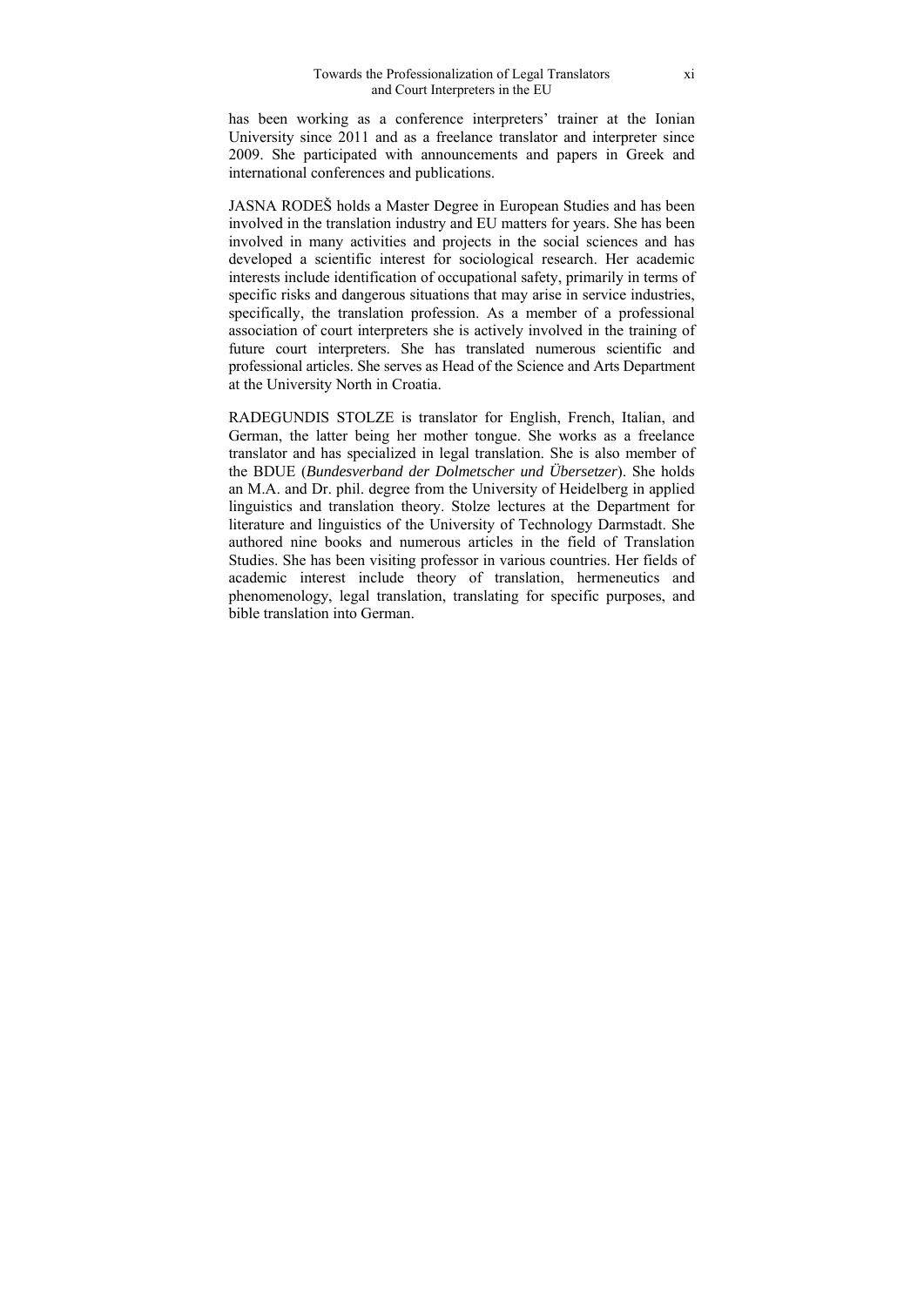has been working as a conference interpreters' trainer at the Ionian University since 2011 and as a freelance translator and interpreter since 2009. She participated with announcements and papers in Greek and international conferences and publications.

JASNA RODEŠ holds a Master Degree in European Studies and has been involved in the translation industry and EU matters for years. She has been involved in many activities and projects in the social sciences and has developed a scientific interest for sociological research. Her academic interests include identification of occupational safety, primarily in terms of specific risks and dangerous situations that may arise in service industries, specifically, the translation profession. As a member of a professional association of court interpreters she is actively involved in the training of future court interpreters. She has translated numerous scientific and professional articles. She serves as Head of the Science and Arts Department at the University North in Croatia.

RADEGUNDIS STOLZE is translator for English, French, Italian, and German, the latter being her mother tongue. She works as a freelance translator and has specialized in legal translation. She is also member of the BDUE (*Bundesverband der Dolmetscher und Übersetzer*). She holds an M.A. and Dr. phil. degree from the University of Heidelberg in applied linguistics and translation theory. Stolze lectures at the Department for literature and linguistics of the University of Technology Darmstadt. She authored nine books and numerous articles in the field of Translation Studies. She has been visiting professor in various countries. Her fields of academic interest include theory of translation, hermeneutics and phenomenology, legal translation, translating for specific purposes, and bible translation into German.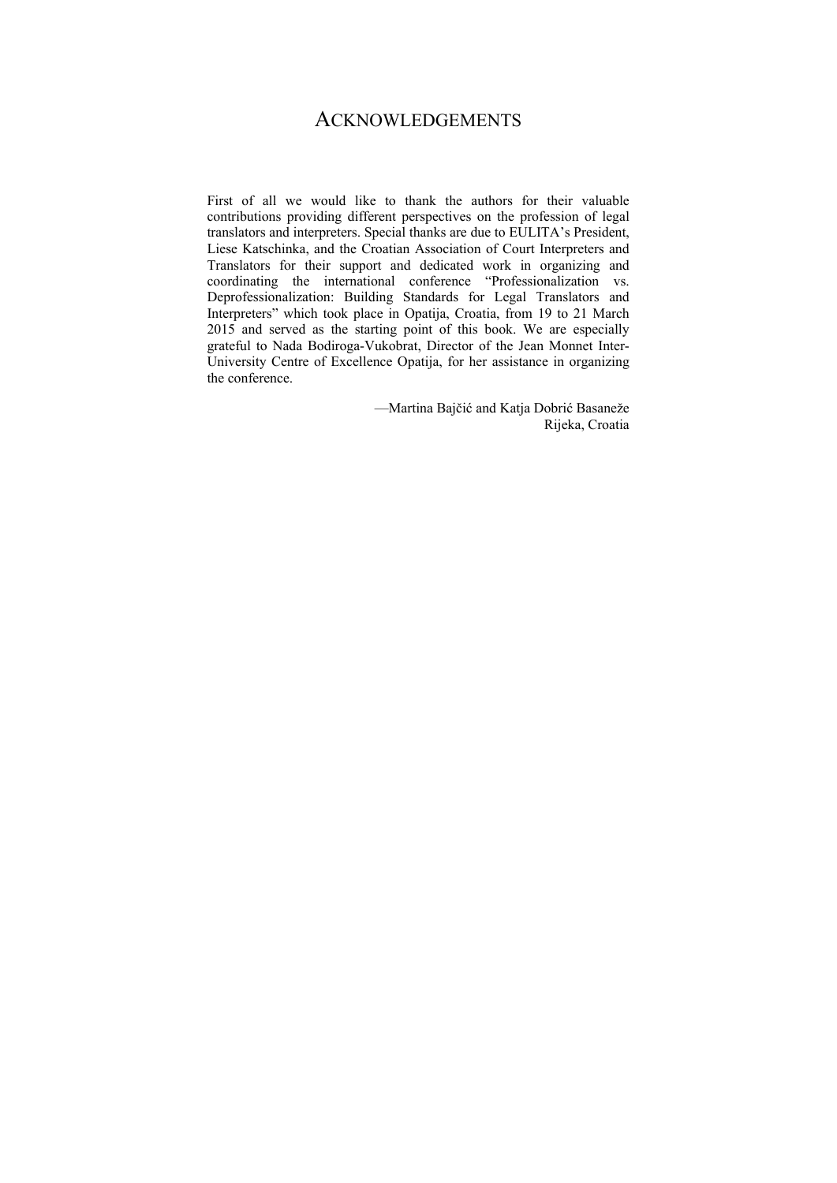# ACKNOWLEDGEMENTS

First of all we would like to thank the authors for their valuable contributions providing different perspectives on the profession of legal translators and interpreters. Special thanks are due to EULITA's President, Liese Katschinka, and the Croatian Association of Court Interpreters and Translators for their support and dedicated work in organizing and coordinating the international conference "Professionalization vs. Deprofessionalization: Building Standards for Legal Translators and Interpreters" which took place in Opatija, Croatia, from 19 to 21 March 2015 and served as the starting point of this book. We are especially grateful to Nada Bodiroga-Vukobrat, Director of the Jean Monnet Inter-University Centre of Excellence Opatija, for her assistance in organizing the conference.

—Martina Bajčić and Katja Dobrić Basaneže
Rijeka, Croatia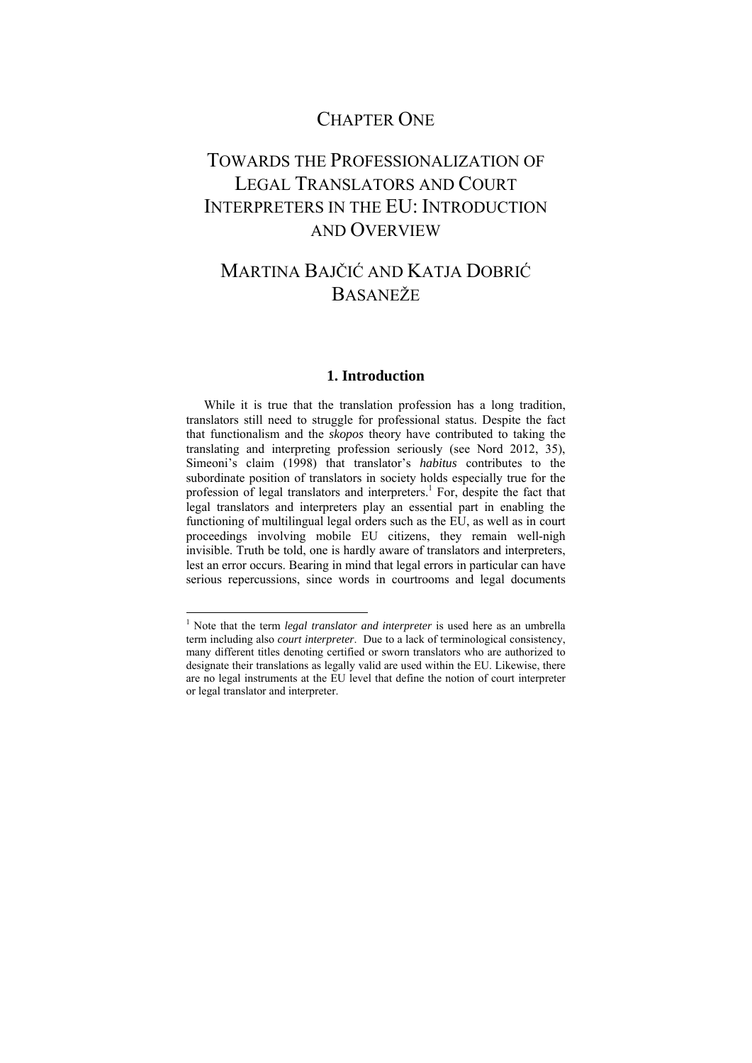# CHAPTER ONE

# TOWARDS THE PROFESSIONALIZATION OF LEGAL TRANSLATORS AND COURT INTERPRETERS IN THE EU: INTRODUCTION AND OVERVIEW

## MARTINA BAJČIĆ AND KATJA DOBRIĆ BASANEŽE

### 1. Introduction

While it is true that the translation profession has a long tradition, translators still need to struggle for professional status. Despite the fact that functionalism and the *skopos* theory have contributed to taking the translating and interpreting profession seriously (see Nord 2012, 35), Simeoni's claim (1998) that translator's *habitus* contributes to the subordinate position of translators in society holds especially true for the profession of legal translators and interpreters.[1] For, despite the fact that legal translators and interpreters play an essential part in enabling the functioning of multilingual legal orders such as the EU, as well as in court proceedings involving mobile EU citizens, they remain well-nigh invisible. Truth be told, one is hardly aware of translators and interpreters, lest an error occurs. Bearing in mind that legal errors in particular can have serious repercussions, since words in courtrooms and legal documents

[1] Note that the term *legal translator and interpreter* is used here as an umbrella term including also *court interpreter*. Due to a lack of terminological consistency, many different titles denoting certified or sworn translators who are authorized to designate their translations as legally valid are used within the EU. Likewise, there are no legal instruments at the EU level that define the notion of court interpreter or legal translator and interpreter.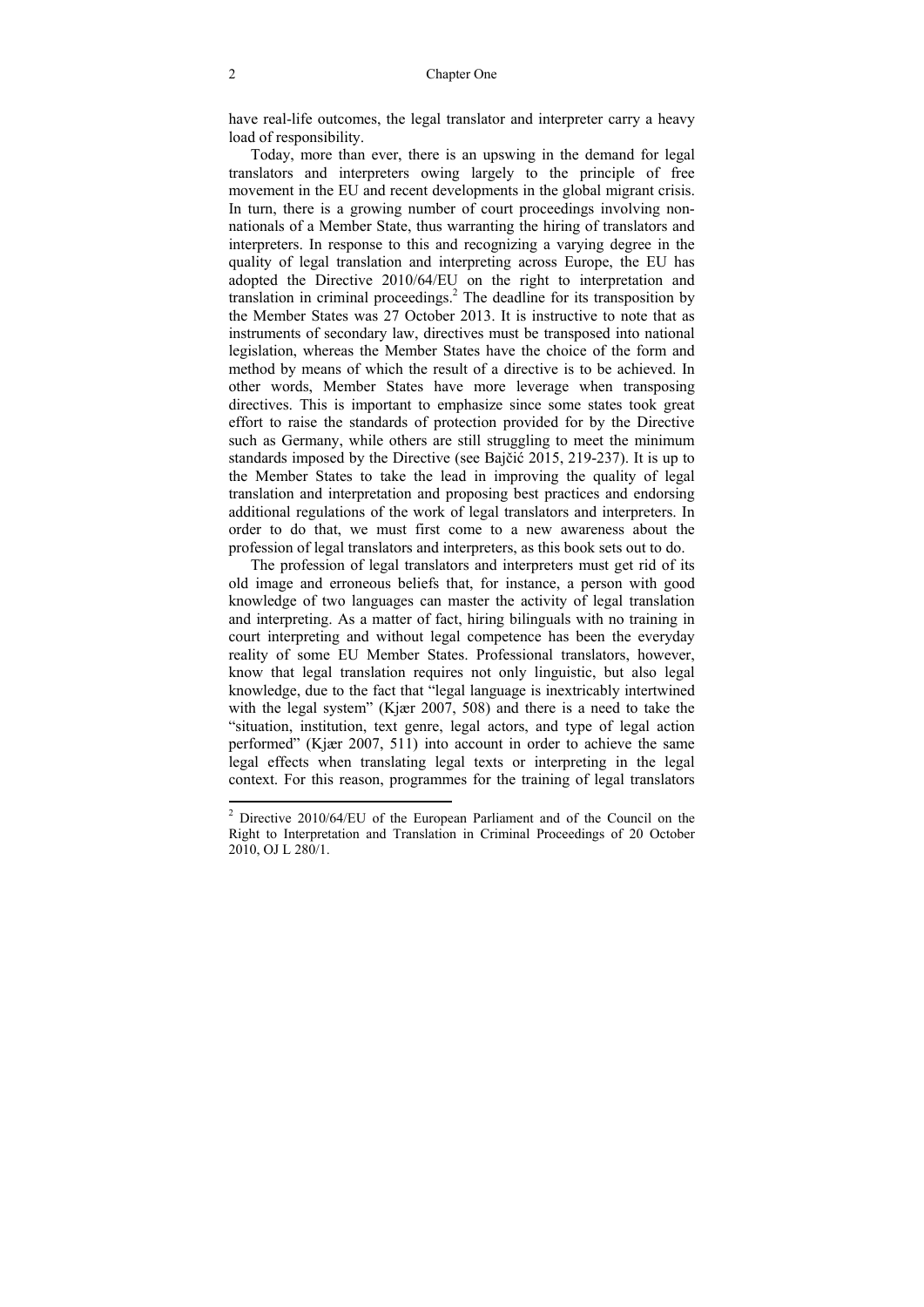have real-life outcomes, the legal translator and interpreter carry a heavy load of responsibility.

Today, more than ever, there is an upswing in the demand for legal translators and interpreters owing largely to the principle of free movement in the EU and recent developments in the global migrant crisis. In turn, there is a growing number of court proceedings involving non-nationals of a Member State, thus warranting the hiring of translators and interpreters. In response to this and recognizing a varying degree in the quality of legal translation and interpreting across Europe, the EU has adopted the Directive 2010/64/EU on the right to interpretation and translation in criminal proceedings.[2] The deadline for its transposition by the Member States was 27 October 2013. It is instructive to note that as instruments of secondary law, directives must be transposed into national legislation, whereas the Member States have the choice of the form and method by means of which the result of a directive is to be achieved. In other words, Member States have more leverage when transposing directives. This is important to emphasize since some states took great effort to raise the standards of protection provided for by the Directive such as Germany, while others are still struggling to meet the minimum standards imposed by the Directive (see Bajčić 2015, 219-237). It is up to the Member States to take the lead in improving the quality of legal translation and interpretation and proposing best practices and endorsing additional regulations of the work of legal translators and interpreters. In order to do that, we must first come to a new awareness about the profession of legal translators and interpreters, as this book sets out to do.

The profession of legal translators and interpreters must get rid of its old image and erroneous beliefs that, for instance, a person with good knowledge of two languages can master the activity of legal translation and interpreting. As a matter of fact, hiring bilinguals with no training in court interpreting and without legal competence has been the everyday reality of some EU Member States. Professional translators, however, know that legal translation requires not only linguistic, but also legal knowledge, due to the fact that "legal language is inextricably intertwined with the legal system" (Kjær 2007, 508) and there is a need to take the "situation, institution, text genre, legal actors, and type of legal action performed" (Kjær 2007, 511) into account in order to achieve the same legal effects when translating legal texts or interpreting in the legal context. For this reason, programmes for the training of legal translators

[2] Directive 2010/64/EU of the European Parliament and of the Council on the Right to Interpretation and Translation in Criminal Proceedings of 20 October 2010, OJ L 280/1.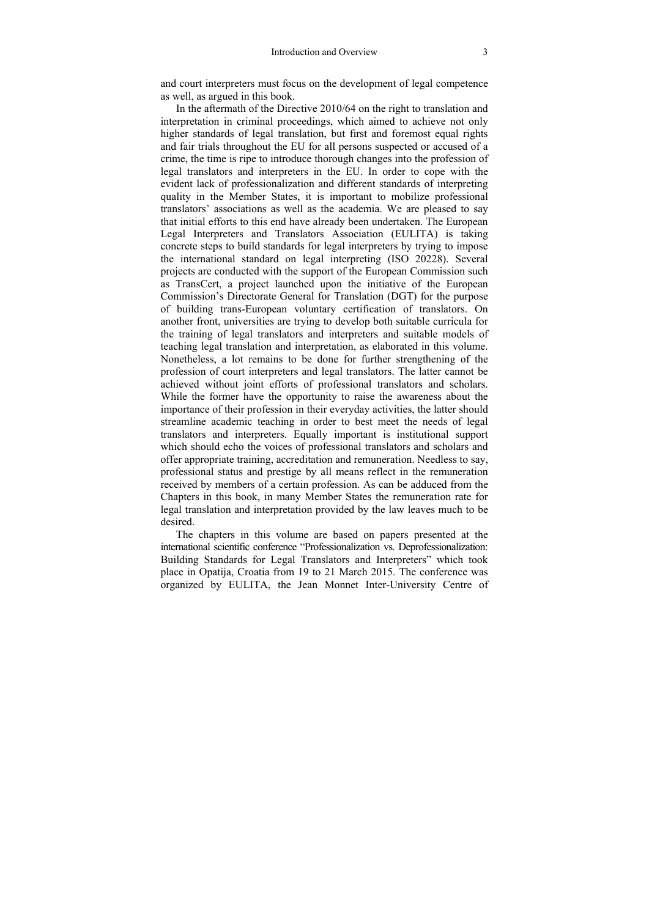and court interpreters must focus on the development of legal competence as well, as argued in this book.

In the aftermath of the Directive 2010/64 on the right to translation and interpretation in criminal proceedings, which aimed to achieve not only higher standards of legal translation, but first and foremost equal rights and fair trials throughout the EU for all persons suspected or accused of a crime, the time is ripe to introduce thorough changes into the profession of legal translators and interpreters in the EU. In order to cope with the evident lack of professionalization and different standards of interpreting quality in the Member States, it is important to mobilize professional translators' associations as well as the academia. We are pleased to say that initial efforts to this end have already been undertaken. The European Legal Interpreters and Translators Association (EULITA) is taking concrete steps to build standards for legal interpreters by trying to impose the international standard on legal interpreting (ISO 20228). Several projects are conducted with the support of the European Commission such as TransCert, a project launched upon the initiative of the European Commission's Directorate General for Translation (DGT) for the purpose of building trans-European voluntary certification of translators. On another front, universities are trying to develop both suitable curricula for the training of legal translators and interpreters and suitable models of teaching legal translation and interpretation, as elaborated in this volume. Nonetheless, a lot remains to be done for further strengthening of the profession of court interpreters and legal translators. The latter cannot be achieved without joint efforts of professional translators and scholars. While the former have the opportunity to raise the awareness about the importance of their profession in their everyday activities, the latter should streamline academic teaching in order to best meet the needs of legal translators and interpreters. Equally important is institutional support which should echo the voices of professional translators and scholars and offer appropriate training, accreditation and remuneration. Needless to say, professional status and prestige by all means reflect in the remuneration received by members of a certain profession. As can be adduced from the Chapters in this book, in many Member States the remuneration rate for legal translation and interpretation provided by the law leaves much to be desired.

The chapters in this volume are based on papers presented at the international scientific conference "Professionalization vs. Deprofessionalization: Building Standards for Legal Translators and Interpreters" which took place in Opatija, Croatia from 19 to 21 March 2015. The conference was organized by EULITA, the Jean Monnet Inter-University Centre of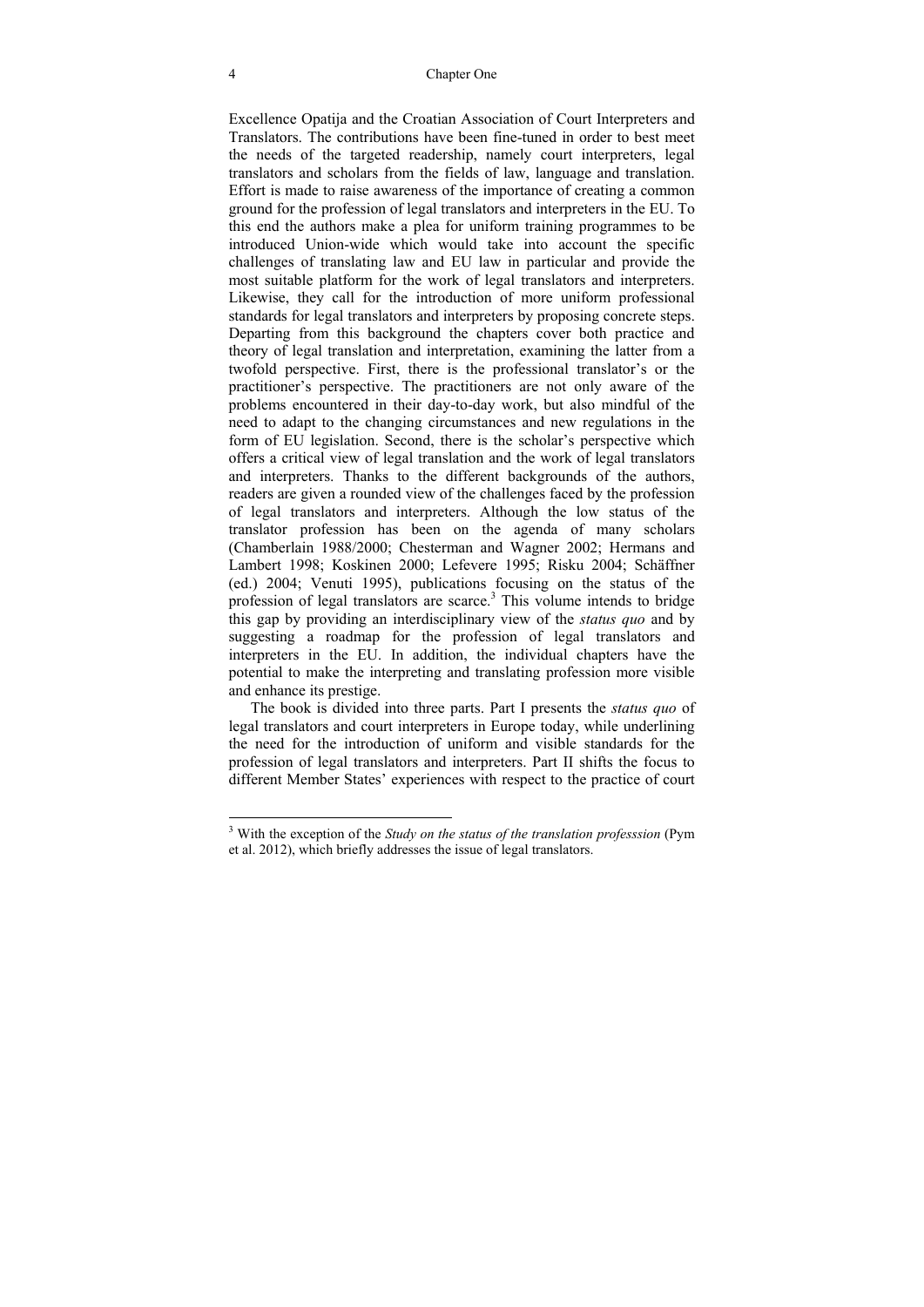Excellence Opatija and the Croatian Association of Court Interpreters and Translators. The contributions have been fine-tuned in order to best meet the needs of the targeted readership, namely court interpreters, legal translators and scholars from the fields of law, language and translation. Effort is made to raise awareness of the importance of creating a common ground for the profession of legal translators and interpreters in the EU. To this end the authors make a plea for uniform training programmes to be introduced Union-wide which would take into account the specific challenges of translating law and EU law in particular and provide the most suitable platform for the work of legal translators and interpreters. Likewise, they call for the introduction of more uniform professional standards for legal translators and interpreters by proposing concrete steps. Departing from this background the chapters cover both practice and theory of legal translation and interpretation, examining the latter from a twofold perspective. First, there is the professional translator's or the practitioner's perspective. The practitioners are not only aware of the problems encountered in their day-to-day work, but also mindful of the need to adapt to the changing circumstances and new regulations in the form of EU legislation. Second, there is the scholar's perspective which offers a critical view of legal translation and the work of legal translators and interpreters. Thanks to the different backgrounds of the authors, readers are given a rounded view of the challenges faced by the profession of legal translators and interpreters. Although the low status of the translator profession has been on the agenda of many scholars (Chamberlain 1988/2000; Chesterman and Wagner 2002; Hermans and Lambert 1998; Koskinen 2000; Lefevere 1995; Risku 2004; Schäffner (ed.) 2004; Venuti 1995), publications focusing on the status of the profession of legal translators are scarce.[3] This volume intends to bridge this gap by providing an interdisciplinary view of the *status quo* and by suggesting a roadmap for the profession of legal translators and interpreters in the EU. In addition, the individual chapters have the potential to make the interpreting and translating profession more visible and enhance its prestige.

The book is divided into three parts. Part I presents the *status quo* of legal translators and court interpreters in Europe today, while underlining the need for the introduction of uniform and visible standards for the profession of legal translators and interpreters. Part II shifts the focus to different Member States' experiences with respect to the practice of court

---

[3] With the exception of the *Study on the status of the translation professsion* (Pym et al. 2012), which briefly addresses the issue of legal translators.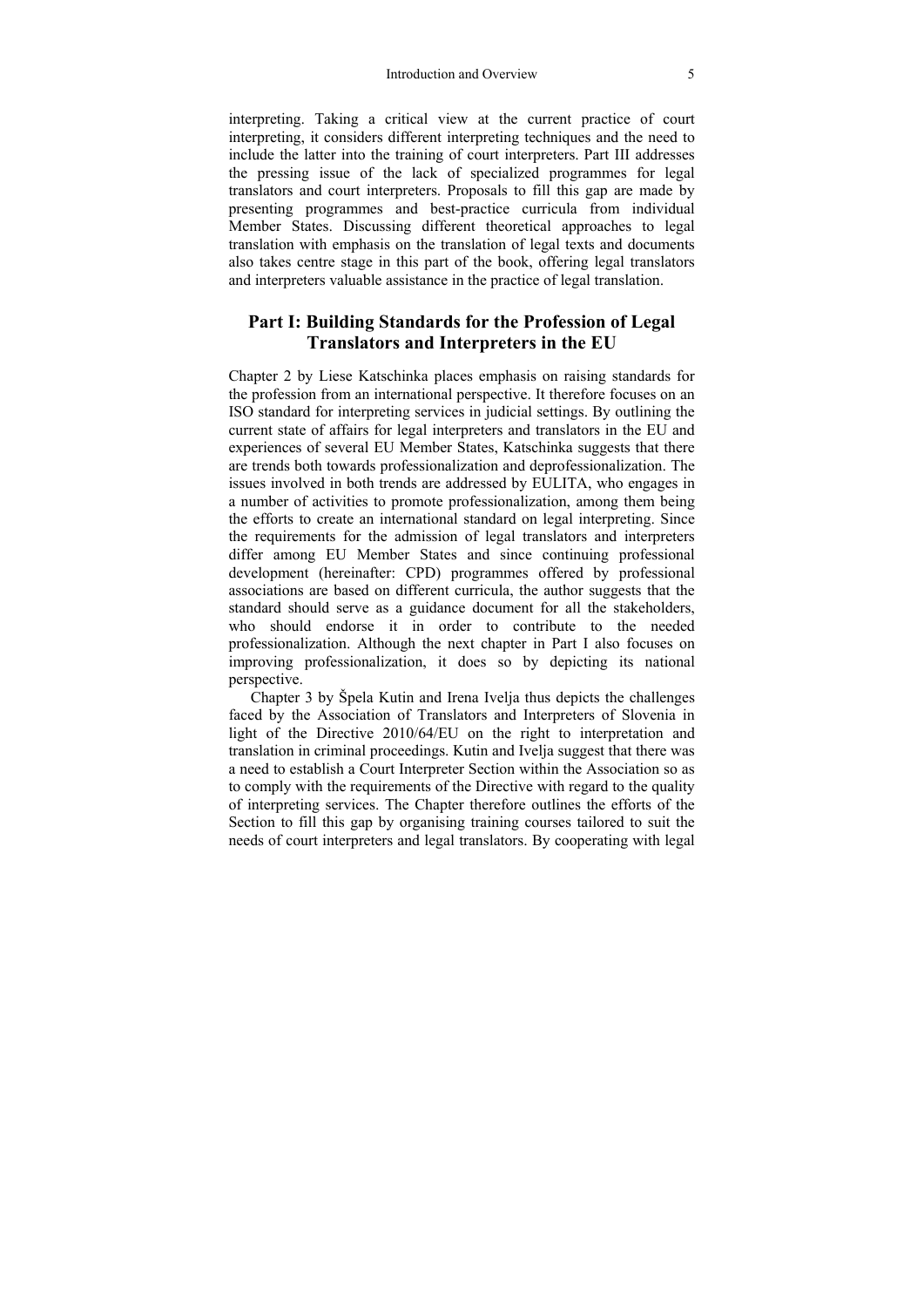interpreting. Taking a critical view at the current practice of court interpreting, it considers different interpreting techniques and the need to include the latter into the training of court interpreters. Part III addresses the pressing issue of the lack of specialized programmes for legal translators and court interpreters. Proposals to fill this gap are made by presenting programmes and best-practice curricula from individual Member States. Discussing different theoretical approaches to legal translation with emphasis on the translation of legal texts and documents also takes centre stage in this part of the book, offering legal translators and interpreters valuable assistance in the practice of legal translation.

## Part I: Building Standards for the Profession of Legal Translators and Interpreters in the EU

Chapter 2 by Liese Katschinka places emphasis on raising standards for the profession from an international perspective. It therefore focuses on an ISO standard for interpreting services in judicial settings. By outlining the current state of affairs for legal interpreters and translators in the EU and experiences of several EU Member States, Katschinka suggests that there are trends both towards professionalization and deprofessionalization. The issues involved in both trends are addressed by EULITA, who engages in a number of activities to promote professionalization, among them being the efforts to create an international standard on legal interpreting. Since the requirements for the admission of legal translators and interpreters differ among EU Member States and since continuing professional development (hereinafter: CPD) programmes offered by professional associations are based on different curricula, the author suggests that the standard should serve as a guidance document for all the stakeholders, who should endorse it in order to contribute to the needed professionalization. Although the next chapter in Part I also focuses on improving professionalization, it does so by depicting its national perspective.

Chapter 3 by Špela Kutin and Irena Ivelja thus depicts the challenges faced by the Association of Translators and Interpreters of Slovenia in light of the Directive 2010/64/EU on the right to interpretation and translation in criminal proceedings. Kutin and Ivelja suggest that there was a need to establish a Court Interpreter Section within the Association so as to comply with the requirements of the Directive with regard to the quality of interpreting services. The Chapter therefore outlines the efforts of the Section to fill this gap by organising training courses tailored to suit the needs of court interpreters and legal translators. By cooperating with legal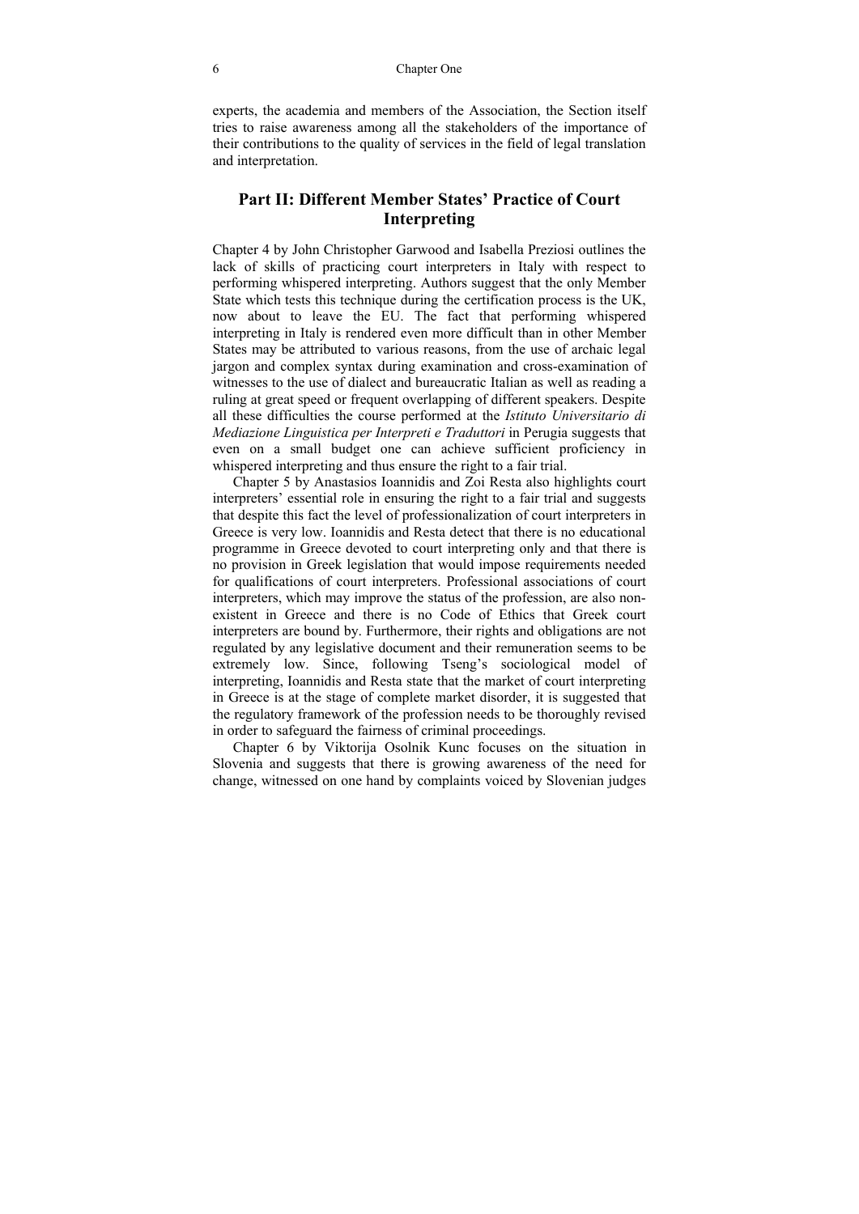experts, the academia and members of the Association, the Section itself tries to raise awareness among all the stakeholders of the importance of their contributions to the quality of services in the field of legal translation and interpretation.

## Part II: Different Member States' Practice of Court Interpreting

Chapter 4 by John Christopher Garwood and Isabella Preziosi outlines the lack of skills of practicing court interpreters in Italy with respect to performing whispered interpreting. Authors suggest that the only Member State which tests this technique during the certification process is the UK, now about to leave the EU. The fact that performing whispered interpreting in Italy is rendered even more difficult than in other Member States may be attributed to various reasons, from the use of archaic legal jargon and complex syntax during examination and cross-examination of witnesses to the use of dialect and bureaucratic Italian as well as reading a ruling at great speed or frequent overlapping of different speakers. Despite all these difficulties the course performed at the *Istituto Universitario di Mediazione Linguistica per Interpreti e Traduttori* in Perugia suggests that even on a small budget one can achieve sufficient proficiency in whispered interpreting and thus ensure the right to a fair trial.

Chapter 5 by Anastasios Ioannidis and Zoi Resta also highlights court interpreters' essential role in ensuring the right to a fair trial and suggests that despite this fact the level of professionalization of court interpreters in Greece is very low. Ioannidis and Resta detect that there is no educational programme in Greece devoted to court interpreting only and that there is no provision in Greek legislation that would impose requirements needed for qualifications of court interpreters. Professional associations of court interpreters, which may improve the status of the profession, are also non-existent in Greece and there is no Code of Ethics that Greek court interpreters are bound by. Furthermore, their rights and obligations are not regulated by any legislative document and their remuneration seems to be extremely low. Since, following Tseng's sociological model of interpreting, Ioannidis and Resta state that the market of court interpreting in Greece is at the stage of complete market disorder, it is suggested that the regulatory framework of the profession needs to be thoroughly revised in order to safeguard the fairness of criminal proceedings.

Chapter 6 by Viktorija Osolnik Kunc focuses on the situation in Slovenia and suggests that there is growing awareness of the need for change, witnessed on one hand by complaints voiced by Slovenian judges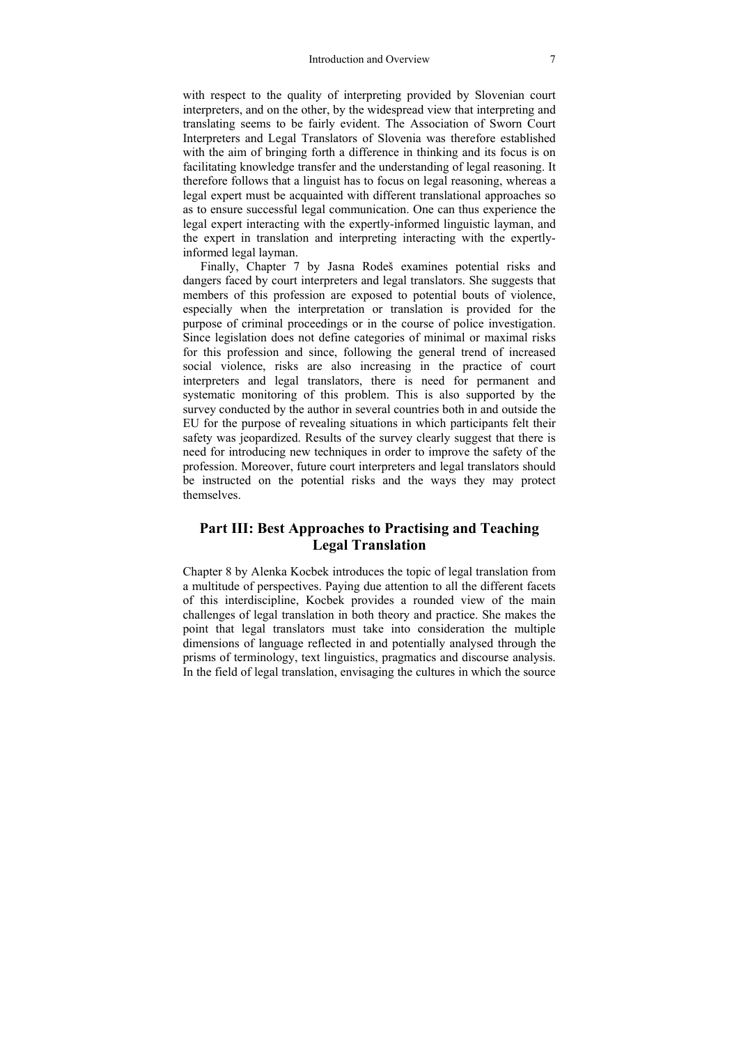with respect to the quality of interpreting provided by Slovenian court interpreters, and on the other, by the widespread view that interpreting and translating seems to be fairly evident. The Association of Sworn Court Interpreters and Legal Translators of Slovenia was therefore established with the aim of bringing forth a difference in thinking and its focus is on facilitating knowledge transfer and the understanding of legal reasoning. It therefore follows that a linguist has to focus on legal reasoning, whereas a legal expert must be acquainted with different translational approaches so as to ensure successful legal communication. One can thus experience the legal expert interacting with the expertly-informed linguistic layman, and the expert in translation and interpreting interacting with the expertly-informed legal layman.

Finally, Chapter 7 by Jasna Rodeš examines potential risks and dangers faced by court interpreters and legal translators. She suggests that members of this profession are exposed to potential bouts of violence, especially when the interpretation or translation is provided for the purpose of criminal proceedings or in the course of police investigation. Since legislation does not define categories of minimal or maximal risks for this profession and since, following the general trend of increased social violence, risks are also increasing in the practice of court interpreters and legal translators, there is need for permanent and systematic monitoring of this problem. This is also supported by the survey conducted by the author in several countries both in and outside the EU for the purpose of revealing situations in which participants felt their safety was jeopardized. Results of the survey clearly suggest that there is need for introducing new techniques in order to improve the safety of the profession. Moreover, future court interpreters and legal translators should be instructed on the potential risks and the ways they may protect themselves.

## Part III: Best Approaches to Practising and Teaching Legal Translation

Chapter 8 by Alenka Kocbek introduces the topic of legal translation from a multitude of perspectives. Paying due attention to all the different facets of this interdiscipline, Kocbek provides a rounded view of the main challenges of legal translation in both theory and practice. She makes the point that legal translators must take into consideration the multiple dimensions of language reflected in and potentially analysed through the prisms of terminology, text linguistics, pragmatics and discourse analysis. In the field of legal translation, envisaging the cultures in which the source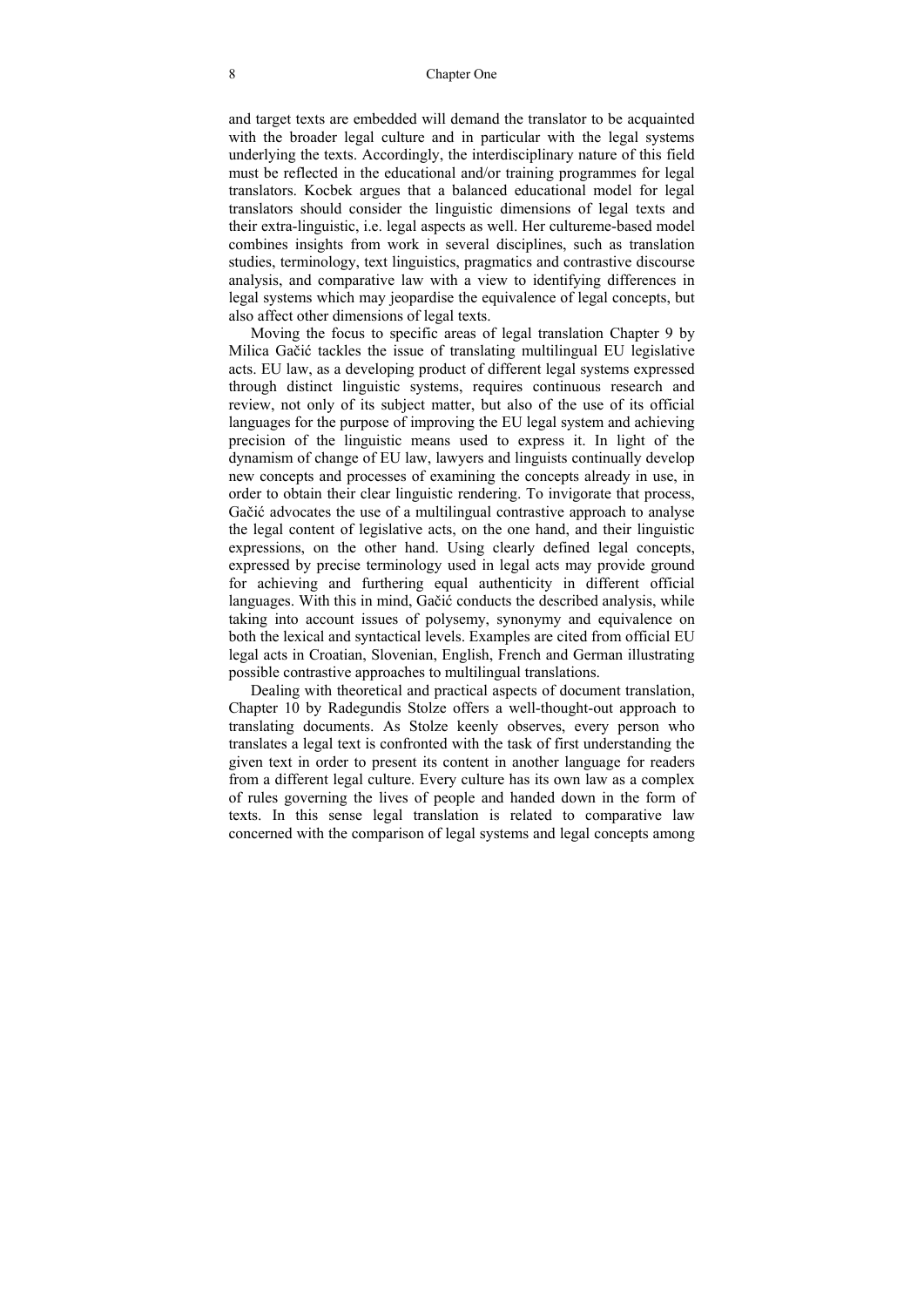and target texts are embedded will demand the translator to be acquainted with the broader legal culture and in particular with the legal systems underlying the texts. Accordingly, the interdisciplinary nature of this field must be reflected in the educational and/or training programmes for legal translators. Kocbek argues that a balanced educational model for legal translators should consider the linguistic dimensions of legal texts and their extra-linguistic, i.e. legal aspects as well. Her cultureme-based model combines insights from work in several disciplines, such as translation studies, terminology, text linguistics, pragmatics and contrastive discourse analysis, and comparative law with a view to identifying differences in legal systems which may jeopardise the equivalence of legal concepts, but also affect other dimensions of legal texts.

Moving the focus to specific areas of legal translation Chapter 9 by Milica Gačić tackles the issue of translating multilingual EU legislative acts. EU law, as a developing product of different legal systems expressed through distinct linguistic systems, requires continuous research and review, not only of its subject matter, but also of the use of its official languages for the purpose of improving the EU legal system and achieving precision of the linguistic means used to express it. In light of the dynamism of change of EU law, lawyers and linguists continually develop new concepts and processes of examining the concepts already in use, in order to obtain their clear linguistic rendering. To invigorate that process, Gačić advocates the use of a multilingual contrastive approach to analyse the legal content of legislative acts, on the one hand, and their linguistic expressions, on the other hand. Using clearly defined legal concepts, expressed by precise terminology used in legal acts may provide ground for achieving and furthering equal authenticity in different official languages. With this in mind, Gačić conducts the described analysis, while taking into account issues of polysemy, synonymy and equivalence on both the lexical and syntactical levels. Examples are cited from official EU legal acts in Croatian, Slovenian, English, French and German illustrating possible contrastive approaches to multilingual translations.

Dealing with theoretical and practical aspects of document translation, Chapter 10 by Radegundis Stolze offers a well-thought-out approach to translating documents. As Stolze keenly observes, every person who translates a legal text is confronted with the task of first understanding the given text in order to present its content in another language for readers from a different legal culture. Every culture has its own law as a complex of rules governing the lives of people and handed down in the form of texts. In this sense legal translation is related to comparative law concerned with the comparison of legal systems and legal concepts among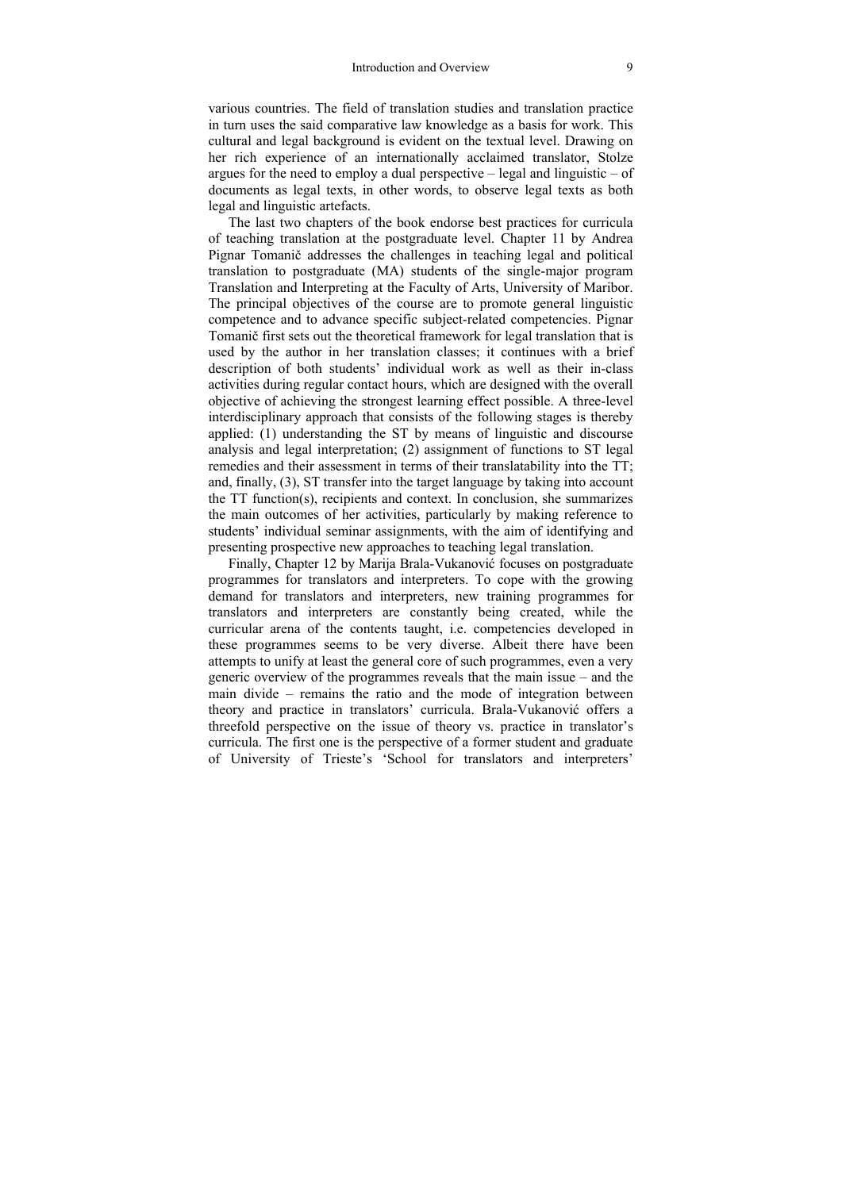various countries. The field of translation studies and translation practice in turn uses the said comparative law knowledge as a basis for work. This cultural and legal background is evident on the textual level. Drawing on her rich experience of an internationally acclaimed translator, Stolze argues for the need to employ a dual perspective – legal and linguistic – of documents as legal texts, in other words, to observe legal texts as both legal and linguistic artefacts.

The last two chapters of the book endorse best practices for curricula of teaching translation at the postgraduate level. Chapter 11 by Andrea Pignar Tomanič addresses the challenges in teaching legal and political translation to postgraduate (MA) students of the single-major program Translation and Interpreting at the Faculty of Arts, University of Maribor. The principal objectives of the course are to promote general linguistic competence and to advance specific subject-related competencies. Pignar Tomanič first sets out the theoretical framework for legal translation that is used by the author in her translation classes; it continues with a brief description of both students' individual work as well as their in-class activities during regular contact hours, which are designed with the overall objective of achieving the strongest learning effect possible. A three-level interdisciplinary approach that consists of the following stages is thereby applied: (1) understanding the ST by means of linguistic and discourse analysis and legal interpretation; (2) assignment of functions to ST legal remedies and their assessment in terms of their translatability into the TT; and, finally, (3), ST transfer into the target language by taking into account the TT function(s), recipients and context. In conclusion, she summarizes the main outcomes of her activities, particularly by making reference to students' individual seminar assignments, with the aim of identifying and presenting prospective new approaches to teaching legal translation.

Finally, Chapter 12 by Marija Brala-Vukanović focuses on postgraduate programmes for translators and interpreters. To cope with the growing demand for translators and interpreters, new training programmes for translators and interpreters are constantly being created, while the curricular arena of the contents taught, i.e. competencies developed in these programmes seems to be very diverse. Albeit there have been attempts to unify at least the general core of such programmes, even a very generic overview of the programmes reveals that the main issue – and the main divide – remains the ratio and the mode of integration between theory and practice in translators' curricula. Brala-Vukanović offers a threefold perspective on the issue of theory vs. practice in translator's curricula. The first one is the perspective of a former student and graduate of University of Trieste's 'School for translators and interpreters'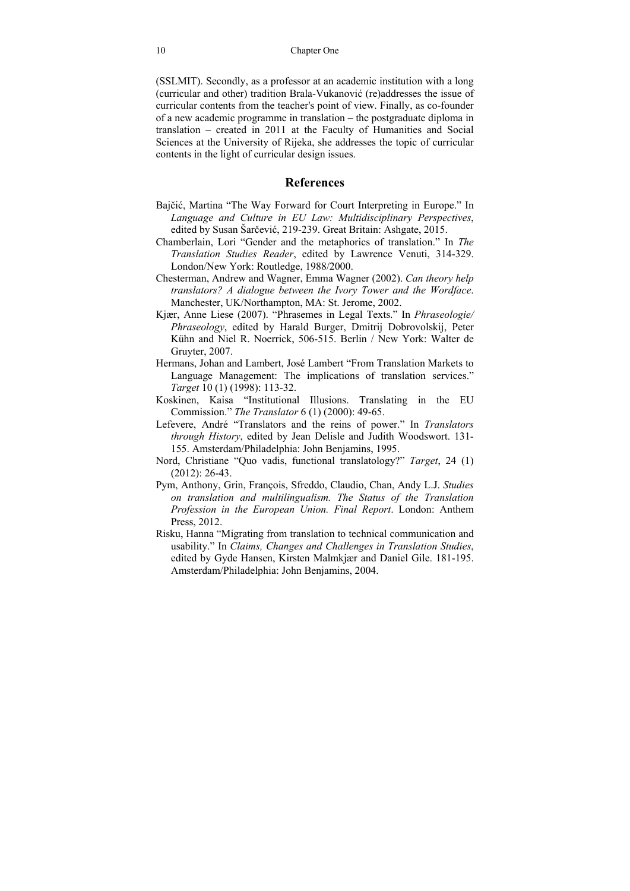(SSLMIT). Secondly, as a professor at an academic institution with a long (curricular and other) tradition Brala-Vukanović (re)addresses the issue of curricular contents from the teacher's point of view. Finally, as co-founder of a new academic programme in translation – the postgraduate diploma in translation – created in 2011 at the Faculty of Humanities and Social Sciences at the University of Rijeka, she addresses the topic of curricular contents in the light of curricular design issues.

## References

Bajčić, Martina "The Way Forward for Court Interpreting in Europe." In *Language and Culture in EU Law: Multidisciplinary Perspectives*, edited by Susan Šarčević, 219-239. Great Britain: Ashgate, 2015.

Chamberlain, Lori "Gender and the metaphorics of translation." In *The Translation Studies Reader*, edited by Lawrence Venuti, 314-329. London/New York: Routledge, 1988/2000.

Chesterman, Andrew and Wagner, Emma Wagner (2002). *Can theory help translators? A dialogue between the Ivory Tower and the Wordface*. Manchester, UK/Northampton, MA: St. Jerome, 2002.

Kjær, Anne Liese (2007). "Phrasemes in Legal Texts." In *Phraseologie/ Phraseology*, edited by Harald Burger, Dmitrij Dobrovolskij, Peter Kühn and Niel R. Noerrick, 506-515. Berlin / New York: Walter de Gruyter, 2007.

Hermans, Johan and Lambert, José Lambert "From Translation Markets to Language Management: The implications of translation services." *Target* 10 (1) (1998): 113-32.

Koskinen, Kaisa "Institutional Illusions. Translating in the EU Commission." *The Translator* 6 (1) (2000): 49-65.

Lefevere, André "Translators and the reins of power." In *Translators through History*, edited by Jean Delisle and Judith Woodswort. 131-155. Amsterdam/Philadelphia: John Benjamins, 1995.

Nord, Christiane "Quo vadis, functional translatology?" *Target*, 24 (1) (2012): 26-43.

Pym, Anthony, Grin, François, Sfreddo, Claudio, Chan, Andy L.J. *Studies on translation and multilingualism. The Status of the Translation Profession in the European Union. Final Report*. London: Anthem Press, 2012.

Risku, Hanna "Migrating from translation to technical communication and usability." In *Claims, Changes and Challenges in Translation Studies*, edited by Gyde Hansen, Kirsten Malmkjær and Daniel Gile. 181-195. Amsterdam/Philadelphia: John Benjamins, 2004.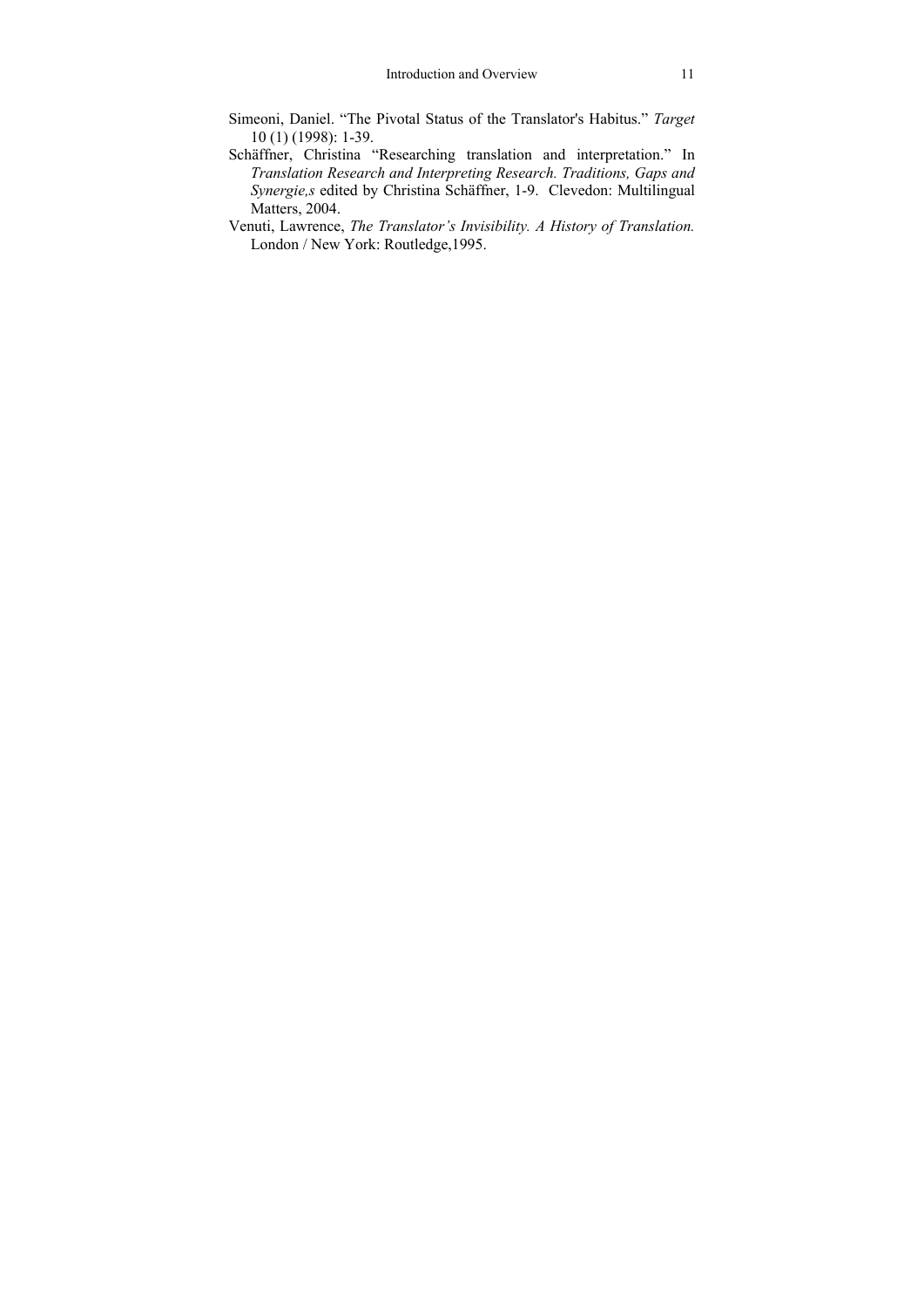Simeoni, Daniel. “The Pivotal Status of the Translator's Habitus.” *Target* 10 (1) (1998): 1-39.

Schäffner, Christina “Researching translation and interpretation.” In *Translation Research and Interpreting Research. Traditions, Gaps and Synergie,s* edited by Christina Schäffner, 1-9. Clevedon: Multilingual Matters, 2004.

Venuti, Lawrence, *The Translator's Invisibility. A History of Translation.* London / New York: Routledge,1995.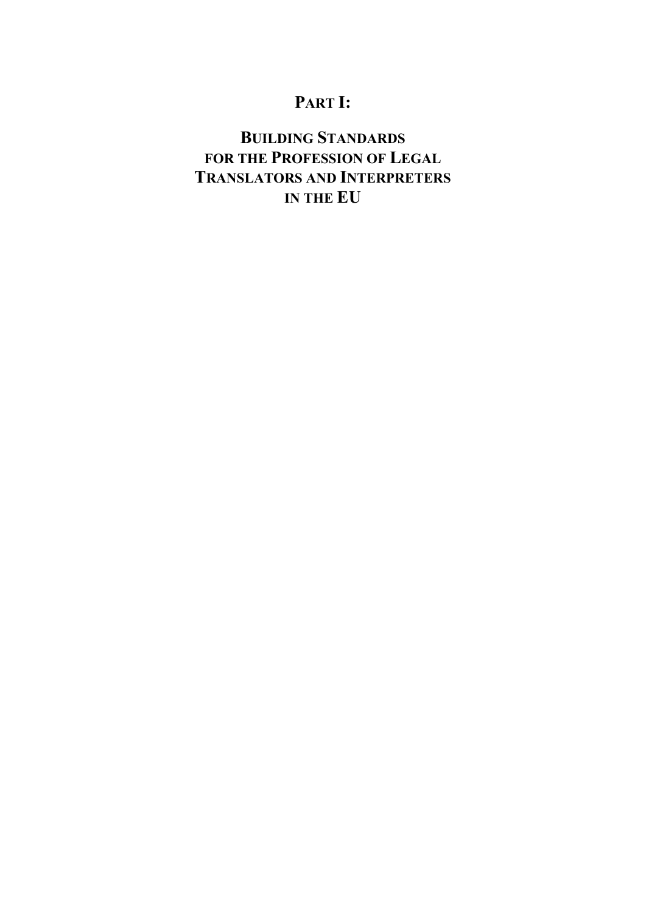# PART I:

## BUILDING STANDARDS FOR THE PROFESSION OF LEGAL TRANSLATORS AND INTERPRETERS IN THE EU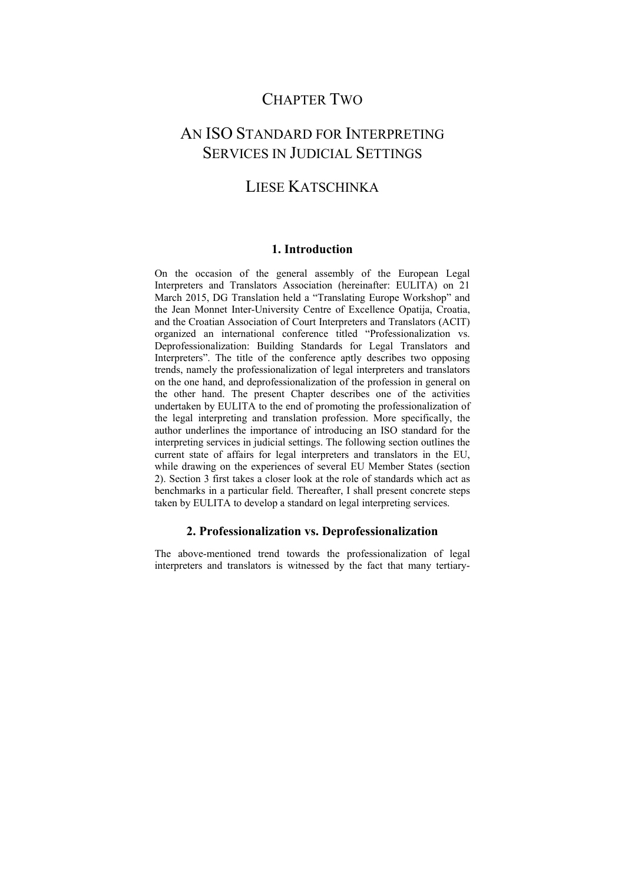# CHAPTER TWO

# AN ISO STANDARD FOR INTERPRETING SERVICES IN JUDICIAL SETTINGS

## LIESE KATSCHINKA

### 1. Introduction

On the occasion of the general assembly of the European Legal Interpreters and Translators Association (hereinafter: EULITA) on 21 March 2015, DG Translation held a "Translating Europe Workshop" and the Jean Monnet Inter-University Centre of Excellence Opatija, Croatia, and the Croatian Association of Court Interpreters and Translators (ACIT) organized an international conference titled "Professionalization vs. Deprofessionalization: Building Standards for Legal Translators and Interpreters". The title of the conference aptly describes two opposing trends, namely the professionalization of legal interpreters and translators on the one hand, and deprofessionalization of the profession in general on the other hand. The present Chapter describes one of the activities undertaken by EULITA to the end of promoting the professionalization of the legal interpreting and translation profession. More specifically, the author underlines the importance of introducing an ISO standard for the interpreting services in judicial settings. The following section outlines the current state of affairs for legal interpreters and translators in the EU, while drawing on the experiences of several EU Member States (section 2). Section 3 first takes a closer look at the role of standards which act as benchmarks in a particular field. Thereafter, I shall present concrete steps taken by EULITA to develop a standard on legal interpreting services.

### 2. Professionalization vs. Deprofessionalization

The above-mentioned trend towards the professionalization of legal interpreters and translators is witnessed by the fact that many tertiary-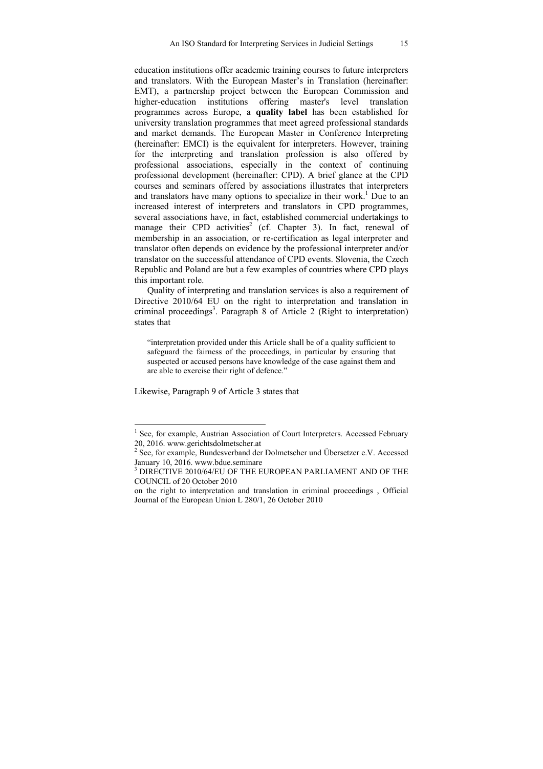education institutions offer academic training courses to future interpreters and translators. With the European Master's in Translation (hereinafter: EMT), a partnership project between the European Commission and higher-education institutions offering master's level translation programmes across Europe, a **quality label** has been established for university translation programmes that meet agreed professional standards and market demands. The European Master in Conference Interpreting (hereinafter: EMCI) is the equivalent for interpreters. However, training for the interpreting and translation profession is also offered by professional associations, especially in the context of continuing professional development (hereinafter: CPD). A brief glance at the CPD courses and seminars offered by associations illustrates that interpreters and translators have many options to specialize in their work.[1] Due to an increased interest of interpreters and translators in CPD programmes, several associations have, in fact, established commercial undertakings to manage their CPD activities[2] (cf. Chapter 3). In fact, renewal of membership in an association, or re-certification as legal interpreter and translator often depends on evidence by the professional interpreter and/or translator on the successful attendance of CPD events. Slovenia, the Czech Republic and Poland are but a few examples of countries where CPD plays this important role.

Quality of interpreting and translation services is also a requirement of Directive 2010/64 EU on the right to interpretation and translation in criminal proceedings[3]. Paragraph 8 of Article 2 (Right to interpretation) states that

> "interpretation provided under this Article shall be of a quality sufficient to safeguard the fairness of the proceedings, in particular by ensuring that suspected or accused persons have knowledge of the case against them and are able to exercise their right of defence."

Likewise, Paragraph 9 of Article 3 states that

---

[1] See, for example, Austrian Association of Court Interpreters. Accessed February 20, 2016. www.gerichtsdolmetscher.at

[2] See, for example, Bundesverband der Dolmetscher und Übersetzer e.V. Accessed January 10, 2016. www.bdue.seminare

[3] DIRECTIVE 2010/64/EU OF THE EUROPEAN PARLIAMENT AND OF THE COUNCIL of 20 October 2010

on the right to interpretation and translation in criminal proceedings , Official Journal of the European Union L 280/1, 26 October 2010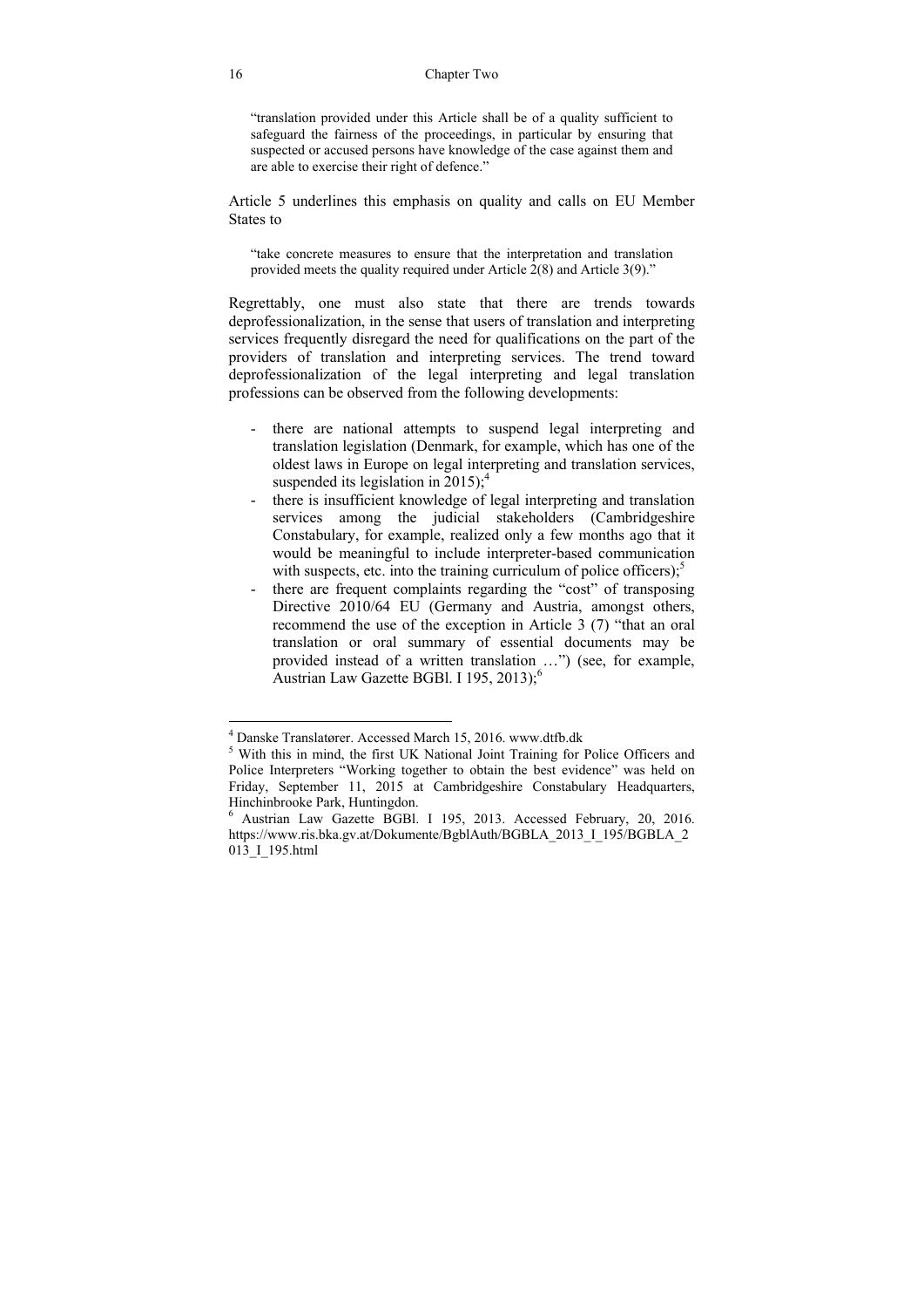> “translation provided under this Article shall be of a quality sufficient to safeguard the fairness of the proceedings, in particular by ensuring that suspected or accused persons have knowledge of the case against them and are able to exercise their right of defence.”

Article 5 underlines this emphasis on quality and calls on EU Member States to

> “take concrete measures to ensure that the interpretation and translation provided meets the quality required under Article 2(8) and Article 3(9).”

Regrettably, one must also state that there are trends towards deprofessionalization, in the sense that users of translation and interpreting services frequently disregard the need for qualifications on the part of the providers of translation and interpreting services. The trend toward deprofessionalization of the legal interpreting and legal translation professions can be observed from the following developments:

- there are national attempts to suspend legal interpreting and translation legislation (Denmark, for example, which has one of the oldest laws in Europe on legal interpreting and translation services, suspended its legislation in 2015);[4]
- there is insufficient knowledge of legal interpreting and translation services among the judicial stakeholders (Cambridgeshire Constabulary, for example, realized only a few months ago that it would be meaningful to include interpreter-based communication with suspects, etc. into the training curriculum of police officers);[5]
- there are frequent complaints regarding the “cost” of transposing Directive 2010/64 EU (Germany and Austria, amongst others, recommend the use of the exception in Article 3 (7) “that an oral translation or oral summary of essential documents may be provided instead of a written translation …”) (see, for example, Austrian Law Gazette BGBl. I 195, 2013);[6]

---

[4] Danske Translatører. Accessed March 15, 2016. www.dtfb.dk

[5] With this in mind, the first UK National Joint Training for Police Officers and Police Interpreters “Working together to obtain the best evidence” was held on Friday, September 11, 2015 at Cambridgeshire Constabulary Headquarters, Hinchinbrooke Park, Huntingdon.

[6] Austrian Law Gazette BGBl. I 195, 2013. Accessed February, 20, 2016. https://www.ris.bka.gv.at/Dokumente/BgblAuth/BGBLA_2013_I_195/BGBLA_2013_I_195.html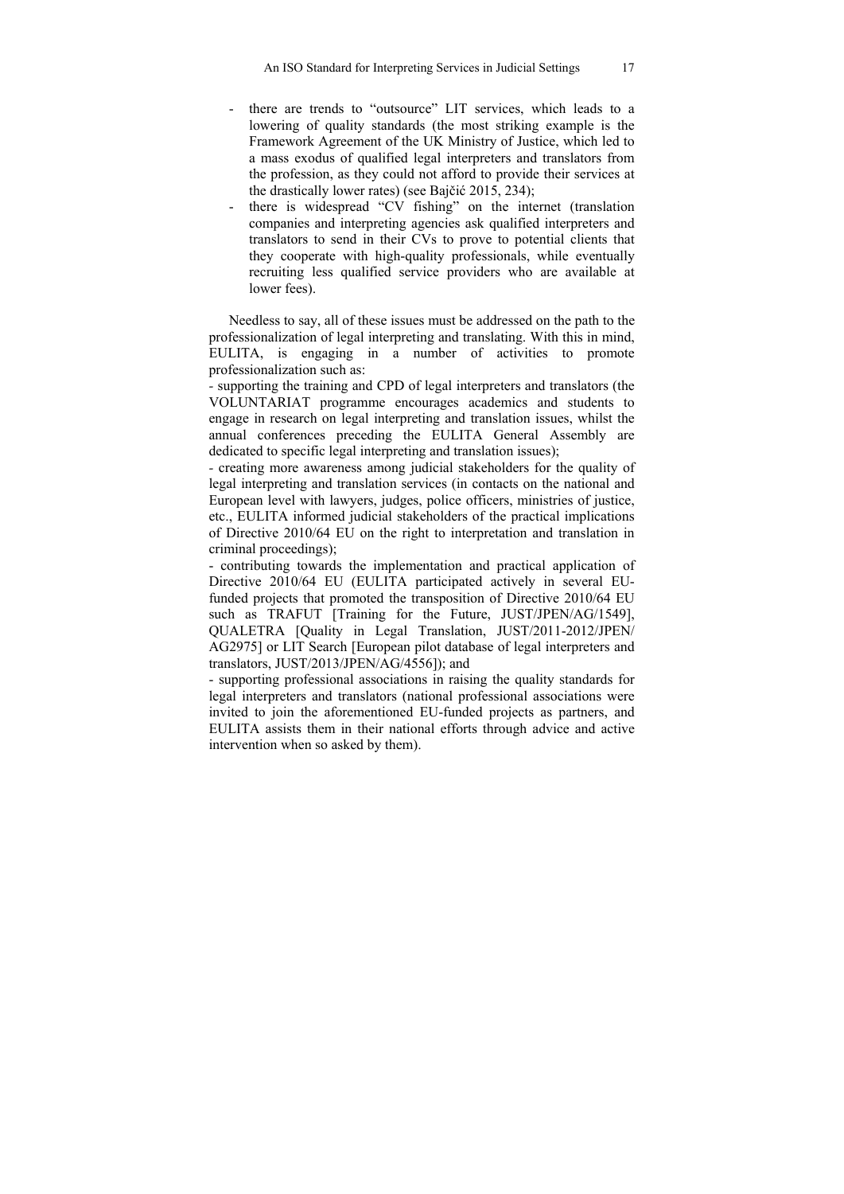- there are trends to "outsource" LIT services, which leads to a lowering of quality standards (the most striking example is the Framework Agreement of the UK Ministry of Justice, which led to a mass exodus of qualified legal interpreters and translators from the profession, as they could not afford to provide their services at the drastically lower rates) (see Bajčić 2015, 234);
- there is widespread "CV fishing" on the internet (translation companies and interpreting agencies ask qualified interpreters and translators to send in their CVs to prove to potential clients that they cooperate with high-quality professionals, while eventually recruiting less qualified service providers who are available at lower fees).

Needless to say, all of these issues must be addressed on the path to the professionalization of legal interpreting and translating. With this in mind, EULITA, is engaging in a number of activities to promote professionalization such as:

- supporting the training and CPD of legal interpreters and translators (the VOLUNTARIAT programme encourages academics and students to engage in research on legal interpreting and translation issues, whilst the annual conferences preceding the EULITA General Assembly are dedicated to specific legal interpreting and translation issues);
- creating more awareness among judicial stakeholders for the quality of legal interpreting and translation services (in contacts on the national and European level with lawyers, judges, police officers, ministries of justice, etc., EULITA informed judicial stakeholders of the practical implications of Directive 2010/64 EU on the right to interpretation and translation in criminal proceedings);
- contributing towards the implementation and practical application of Directive 2010/64 EU (EULITA participated actively in several EU-funded projects that promoted the transposition of Directive 2010/64 EU such as TRAFUT [Training for the Future, JUST/JPEN/AG/1549], QUALETRA [Quality in Legal Translation, JUST/2011-2012/JPEN/AG2975] or LIT Search [European pilot database of legal interpreters and translators, JUST/2013/JPEN/AG/4556]); and
- supporting professional associations in raising the quality standards for legal interpreters and translators (national professional associations were invited to join the aforementioned EU-funded projects as partners, and EULITA assists them in their national efforts through advice and active intervention when so asked by them).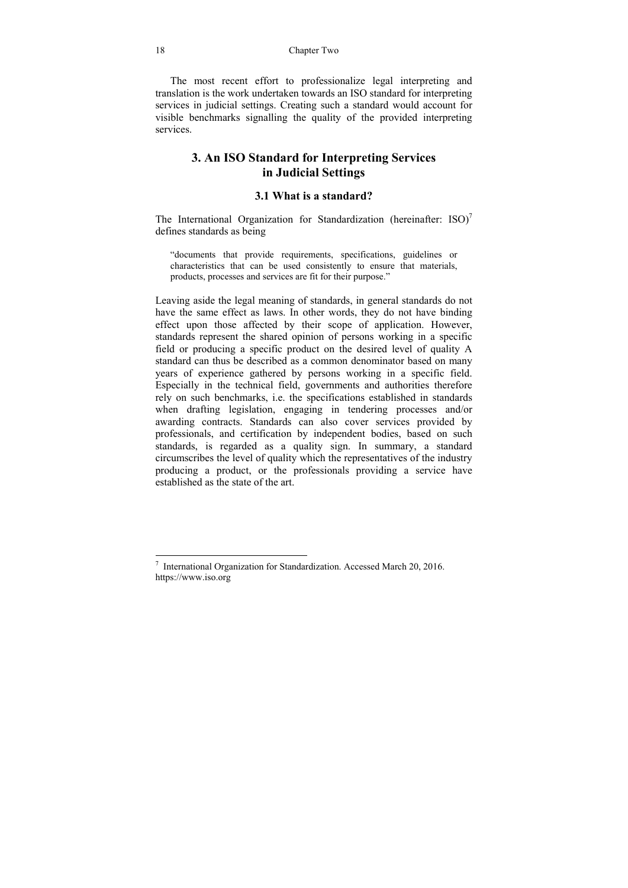The most recent effort to professionalize legal interpreting and translation is the work undertaken towards an ISO standard for interpreting services in judicial settings. Creating such a standard would account for visible benchmarks signalling the quality of the provided interpreting services.

## 3. An ISO Standard for Interpreting Services in Judicial Settings

### 3.1 What is a standard?

The International Organization for Standardization (hereinafter: ISO)[7] defines standards as being

> "documents that provide requirements, specifications, guidelines or characteristics that can be used consistently to ensure that materials, products, processes and services are fit for their purpose."

Leaving aside the legal meaning of standards, in general standards do not have the same effect as laws. In other words, they do not have binding effect upon those affected by their scope of application. However, standards represent the shared opinion of persons working in a specific field or producing a specific product on the desired level of quality A standard can thus be described as a common denominator based on many years of experience gathered by persons working in a specific field. Especially in the technical field, governments and authorities therefore rely on such benchmarks, i.e. the specifications established in standards when drafting legislation, engaging in tendering processes and/or awarding contracts. Standards can also cover services provided by professionals, and certification by independent bodies, based on such standards, is regarded as a quality sign. In summary, a standard circumscribes the level of quality which the representatives of the industry producing a product, or the professionals providing a service have established as the state of the art.

---

[7] International Organization for Standardization. Accessed March 20, 2016. https://www.iso.org